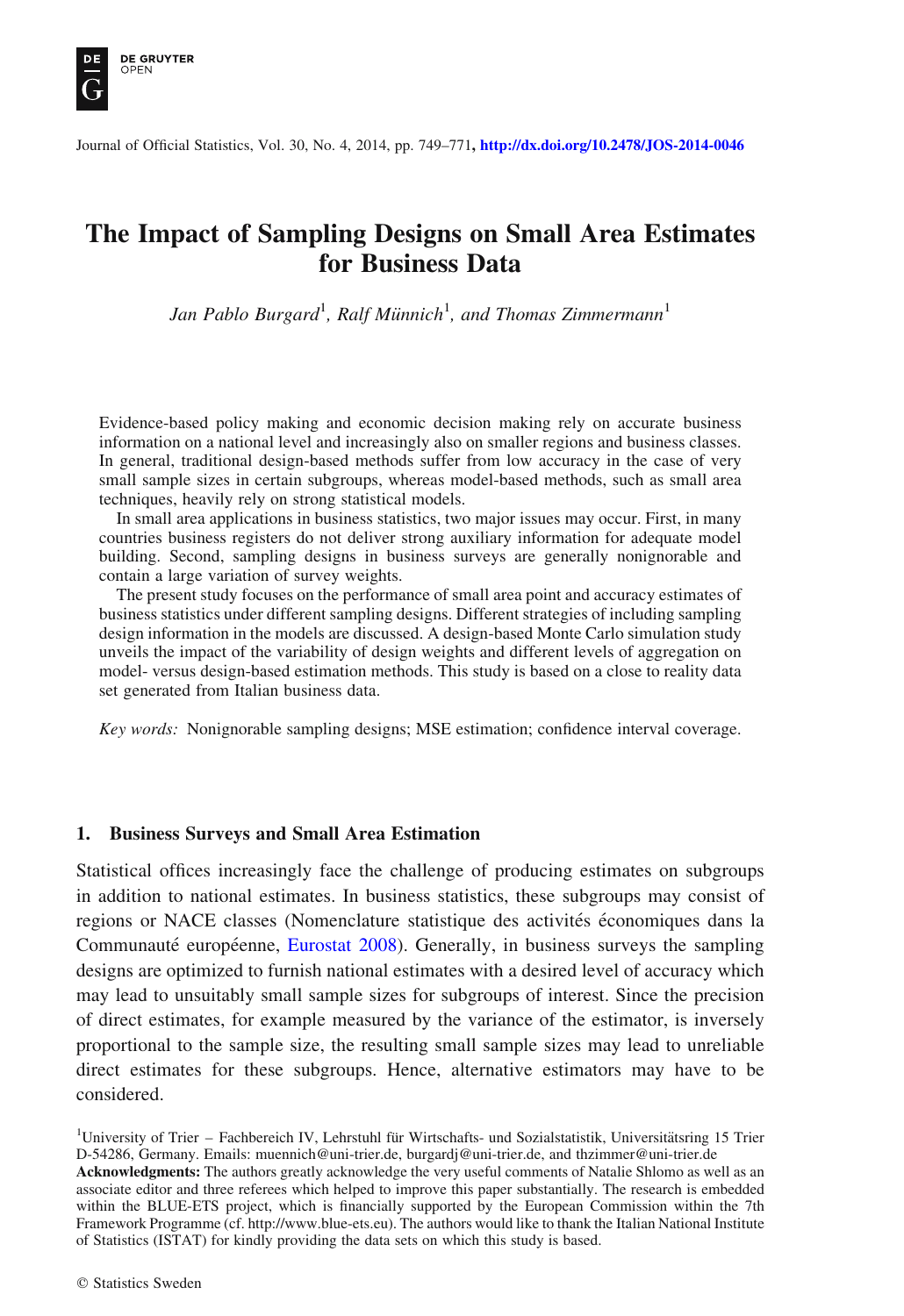# The Impact of Sampling Designs on Small Area Estimates for Business Data

*Jan Pablo Burgard*[1], *Ralf Münnich*[1], *and Thomas Zimmermann*[1]

Evidence-based policy making and economic decision making rely on accurate business information on a national level and increasingly also on smaller regions and business classes. In general, traditional design-based methods suffer from low accuracy in the case of very small sample sizes in certain subgroups, whereas model-based methods, such as small area techniques, heavily rely on strong statistical models.

In small area applications in business statistics, two major issues may occur. First, in many countries business registers do not deliver strong auxiliary information for adequate model building. Second, sampling designs in business surveys are generally nonignorable and contain a large variation of survey weights.

The present study focuses on the performance of small area point and accuracy estimates of business statistics under different sampling designs. Different strategies of including sampling design information in the models are discussed. A design-based Monte Carlo simulation study unveils the impact of the variability of design weights and different levels of aggregation on model- versus design-based estimation methods. This study is based on a close to reality data set generated from Italian business data.

*Key words:* Nonignorable sampling designs; MSE estimation; confidence interval coverage.

## 1. Business Surveys and Small Area Estimation

Statistical offices increasingly face the challenge of producing estimates on subgroups in addition to national estimates. In business statistics, these subgroups may consist of regions or NACE classes (Nomenclature statistique des activités économiques dans la Communauté européenne, Eurostat 2008). Generally, in business surveys the sampling designs are optimized to furnish national estimates with a desired level of accuracy which may lead to unsuitably small sample sizes for subgroups of interest. Since the precision of direct estimates, for example measured by the variance of the estimator, is inversely proportional to the sample size, the resulting small sample sizes may lead to unreliable direct estimates for these subgroups. Hence, alternative estimators may have to be considered.

[1]University of Trier – Fachbereich IV, Lehrstuhl für Wirtschafts- und Sozialstatistik, Universitätsring 15 Trier D-54286, Germany. Emails: muennich@uni-trier.de, burgardj@uni-trier.de, and thzimmer@uni-trier.de

**Acknowledgments:** The authors greatly acknowledge the very useful comments of Natalie Shlomo as well as an associate editor and three referees which helped to improve this paper substantially. The research is embedded within the BLUE-ETS project, which is financially supported by the European Commission within the 7th Framework Programme (cf. http://www.blue-ets.eu). The authors would like to thank the Italian National Institute of Statistics (ISTAT) for kindly providing the data sets on which this study is based.

© Statistics Sweden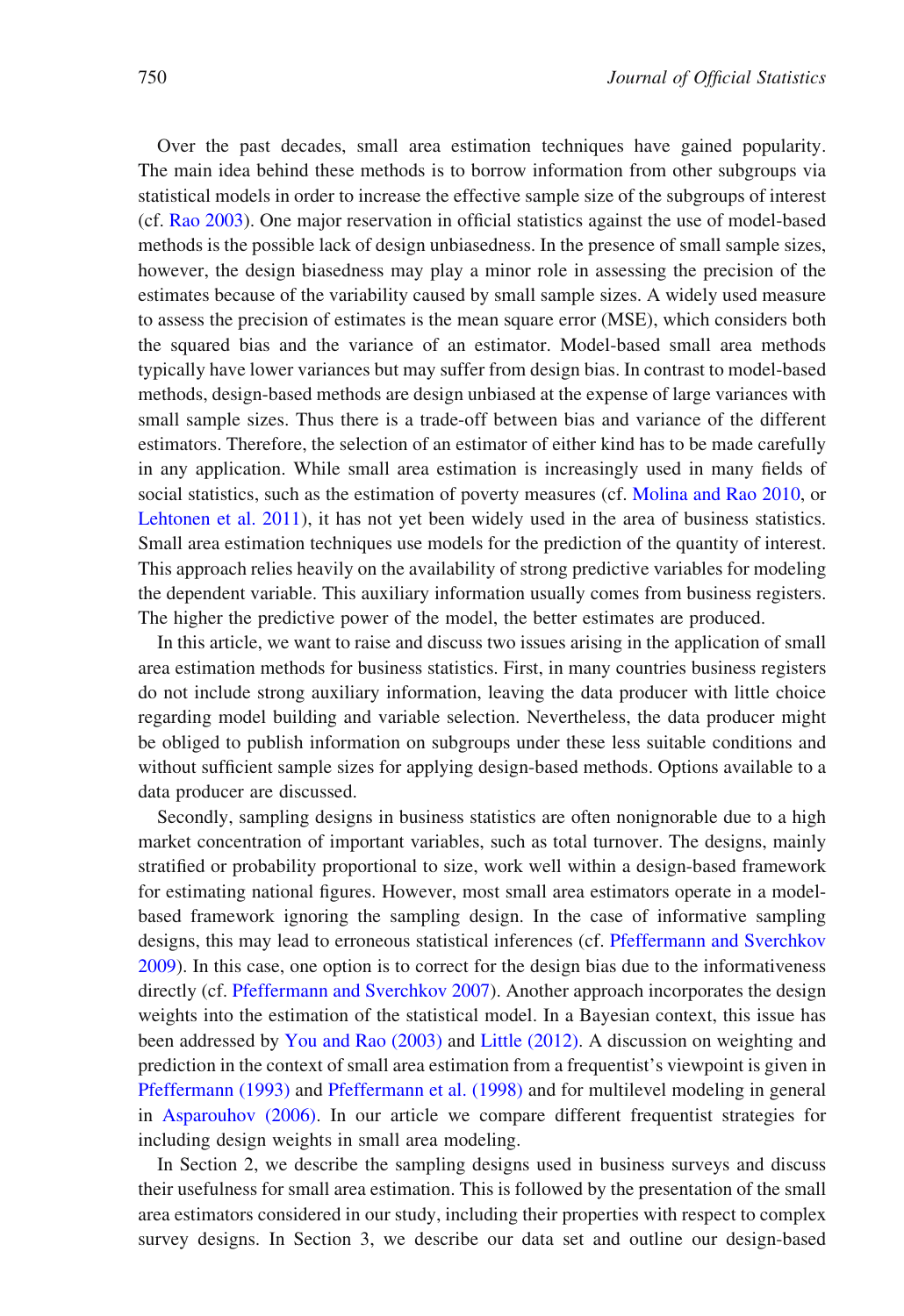Over the past decades, small area estimation techniques have gained popularity. The main idea behind these methods is to borrow information from other subgroups via statistical models in order to increase the effective sample size of the subgroups of interest (cf. Rao 2003). One major reservation in official statistics against the use of model-based methods is the possible lack of design unbiasedness. In the presence of small sample sizes, however, the design biasedness may play a minor role in assessing the precision of the estimates because of the variability caused by small sample sizes. A widely used measure to assess the precision of estimates is the mean square error (MSE), which considers both the squared bias and the variance of an estimator. Model-based small area methods typically have lower variances but may suffer from design bias. In contrast to model-based methods, design-based methods are design unbiased at the expense of large variances with small sample sizes. Thus there is a trade-off between bias and variance of the different estimators. Therefore, the selection of an estimator of either kind has to be made carefully in any application. While small area estimation is increasingly used in many fields of social statistics, such as the estimation of poverty measures (cf. Molina and Rao 2010, or Lehtonen et al. 2011), it has not yet been widely used in the area of business statistics. Small area estimation techniques use models for the prediction of the quantity of interest. This approach relies heavily on the availability of strong predictive variables for modeling the dependent variable. This auxiliary information usually comes from business registers. The higher the predictive power of the model, the better estimates are produced.

In this article, we want to raise and discuss two issues arising in the application of small area estimation methods for business statistics. First, in many countries business registers do not include strong auxiliary information, leaving the data producer with little choice regarding model building and variable selection. Nevertheless, the data producer might be obliged to publish information on subgroups under these less suitable conditions and without sufficient sample sizes for applying design-based methods. Options available to a data producer are discussed.

Secondly, sampling designs in business statistics are often nonignorable due to a high market concentration of important variables, such as total turnover. The designs, mainly stratified or probability proportional to size, work well within a design-based framework for estimating national figures. However, most small area estimators operate in a model-based framework ignoring the sampling design. In the case of informative sampling designs, this may lead to erroneous statistical inferences (cf. Pfeffermann and Sverchkov 2009). In this case, one option is to correct for the design bias due to the informativeness directly (cf. Pfeffermann and Sverchkov 2007). Another approach incorporates the design weights into the estimation of the statistical model. In a Bayesian context, this issue has been addressed by You and Rao (2003) and Little (2012). A discussion on weighting and prediction in the context of small area estimation from a frequentist's viewpoint is given in Pfeffermann (1993) and Pfeffermann et al. (1998) and for multilevel modeling in general in Asparouhov (2006). In our article we compare different frequentist strategies for including design weights in small area modeling.

In Section 2, we describe the sampling designs used in business surveys and discuss their usefulness for small area estimation. This is followed by the presentation of the small area estimators considered in our study, including their properties with respect to complex survey designs. In Section 3, we describe our data set and outline our design-based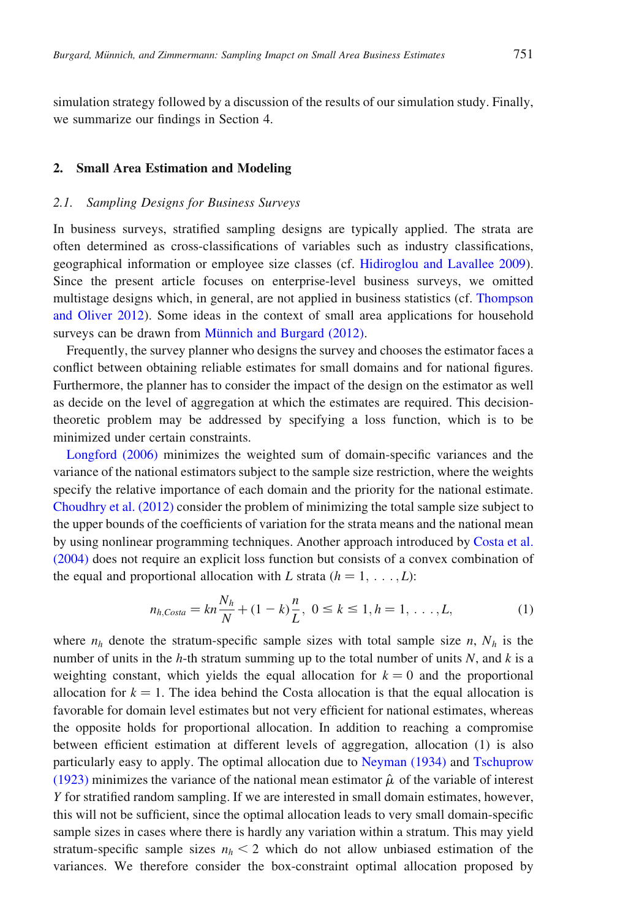simulation strategy followed by a discussion of the results of our simulation study. Finally, we summarize our findings in Section 4.

## 2. Small Area Estimation and Modeling

### 2.1. Sampling Designs for Business Surveys

In business surveys, stratified sampling designs are typically applied. The strata are often determined as cross-classifications of variables such as industry classifications, geographical information or employee size classes (cf. Hidiroglou and Lavallee 2009). Since the present article focuses on enterprise-level business surveys, we omitted multistage designs which, in general, are not applied in business statistics (cf. Thompson and Oliver 2012). Some ideas in the context of small area applications for household surveys can be drawn from Münnich and Burgard (2012).

Frequently, the survey planner who designs the survey and chooses the estimator faces a conflict between obtaining reliable estimates for small domains and for national figures. Furthermore, the planner has to consider the impact of the design on the estimator as well as decide on the level of aggregation at which the estimates are required. This decision-theoretic problem may be addressed by specifying a loss function, which is to be minimized under certain constraints.

Longford (2006) minimizes the weighted sum of domain-specific variances and the variance of the national estimators subject to the sample size restriction, where the weights specify the relative importance of each domain and the priority for the national estimate. Choudhry et al. (2012) consider the problem of minimizing the total sample size subject to the upper bounds of the coefficients of variation for the strata means and the national mean by using nonlinear programming techniques. Another approach introduced by Costa et al. (2004) does not require an explicit loss function but consists of a convex combination of the equal and proportional allocation with $L$ strata ($h = 1, \ldots, L$):

$$n_{h,Costa} = kn\frac{N_h}{N} + (1-k)\frac{n}{L}, \;\; 0 \leq k \leq 1, h = 1, \ldots, L, \tag{1}$$

where $n_h$ denote the stratum-specific sample sizes with total sample size $n$, $N_h$ is the number of units in the $h$-th stratum summing up to the total number of units $N$, and $k$ is a weighting constant, which yields the equal allocation for $k = 0$ and the proportional allocation for $k = 1$. The idea behind the Costa allocation is that the equal allocation is favorable for domain level estimates but not very efficient for national estimates, whereas the opposite holds for proportional allocation. In addition to reaching a compromise between efficient estimation at different levels of aggregation, allocation (1) is also particularly easy to apply. The optimal allocation due to Neyman (1934) and Tschuprow (1923) minimizes the variance of the national mean estimator $\hat{\mu}$ of the variable of interest $Y$ for stratified random sampling. If we are interested in small domain estimates, however, this will not be sufficient, since the optimal allocation leads to very small domain-specific sample sizes in cases where there is hardly any variation within a stratum. This may yield stratum-specific sample sizes $n_h < 2$ which do not allow unbiased estimation of the variances. We therefore consider the box-constraint optimal allocation proposed by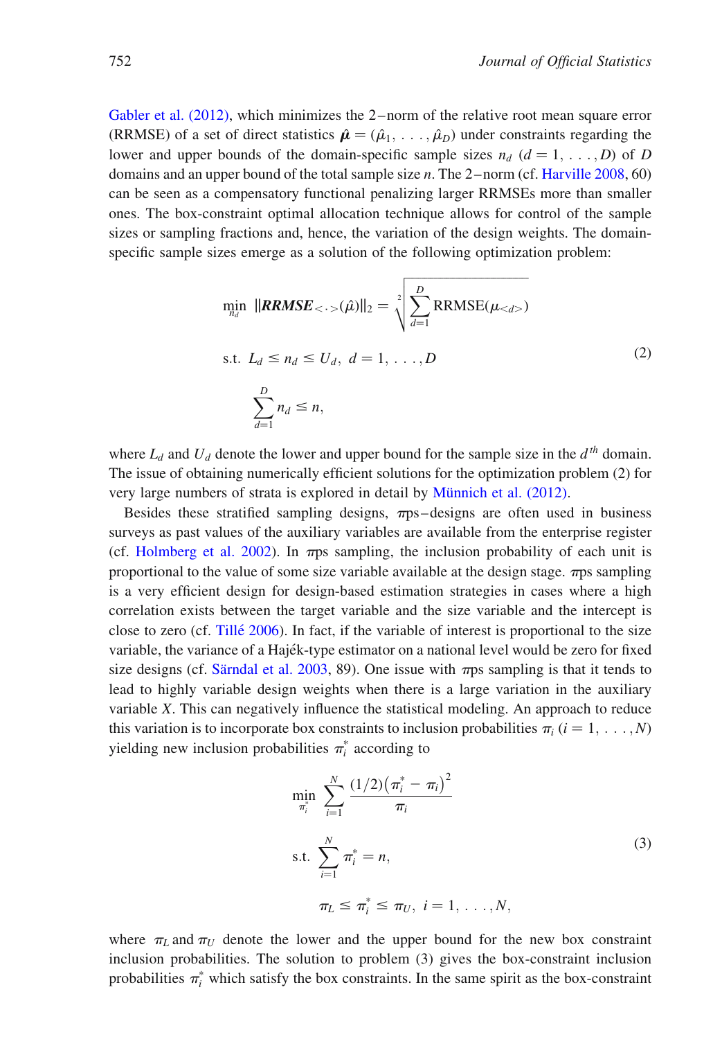Gabler et al. (2012), which minimizes the 2−norm of the relative root mean square error (RRMSE) of a set of direct statistics $\hat{\boldsymbol{\mu}} = (\hat{\mu}_1, \ldots, \hat{\mu}_D)$ under constraints regarding the lower and upper bounds of the domain-specific sample sizes $n_d$ $(d = 1, \ldots, D)$ of $D$ domains and an upper bound of the total sample size $n$. The 2−norm (cf. Harville 2008, 60) can be seen as a compensatory functional penalizing larger RRMSEs more than smaller ones. The box-constraint optimal allocation technique allows for control of the sample sizes or sampling fractions and, hence, the variation of the design weights. The domain-specific sample sizes emerge as a solution of the following optimization problem:

$$
\begin{aligned}
&\min_{n_d} \ \|\boldsymbol{RRMSE}_{<\cdot>}(\hat{\mu})\|_2 = \sqrt[2]{\sum_{d=1}^{D} \mathrm{RRMSE}(\mu_{<d>})} \\
&\text{s.t. } L_d \leq n_d \leq U_d, \ d = 1, \ldots, D \\
&\qquad \sum_{d=1}^{D} n_d \leq n,
\end{aligned}
\tag{2}
$$

where $L_d$ and $U_d$ denote the lower and upper bound for the sample size in the $d^{th}$ domain. The issue of obtaining numerically efficient solutions for the optimization problem (2) for very large numbers of strata is explored in detail by Münnich et al. (2012).

Besides these stratified sampling designs, $\pi$ps−designs are often used in business surveys as past values of the auxiliary variables are available from the enterprise register (cf. Holmberg et al. 2002). In $\pi$ps sampling, the inclusion probability of each unit is proportional to the value of some size variable available at the design stage. $\pi$ps sampling is a very efficient design for design-based estimation strategies in cases where a high correlation exists between the target variable and the size variable and the intercept is close to zero (cf. Tillé 2006). In fact, if the variable of interest is proportional to the size variable, the variance of a Hajék-type estimator on a national level would be zero for fixed size designs (cf. Särndal et al. 2003, 89). One issue with $\pi$ps sampling is that it tends to lead to highly variable design weights when there is a large variation in the auxiliary variable $X$. This can negatively influence the statistical modeling. An approach to reduce this variation is to incorporate box constraints to inclusion probabilities $\pi_i$ $(i = 1, \ldots, N)$ yielding new inclusion probabilities $\pi_i^*$ according to

$$
\begin{aligned}
&\min_{\pi_i^*} \ \sum_{i=1}^{N} \frac{(1/2)\left(\pi_i^* - \pi_i\right)^2}{\pi_i} \\
&\text{s.t. } \sum_{i=1}^{N} \pi_i^* = n, \\
&\qquad \pi_L \leq \pi_i^* \leq \pi_U, \ i = 1, \ldots, N,
\end{aligned}
\tag{3}
$$

where $\pi_L$ and $\pi_U$ denote the lower and the upper bound for the new box constraint inclusion probabilities. The solution to problem (3) gives the box-constraint inclusion probabilities $\pi_i^*$ which satisfy the box constraints. In the same spirit as the box-constraint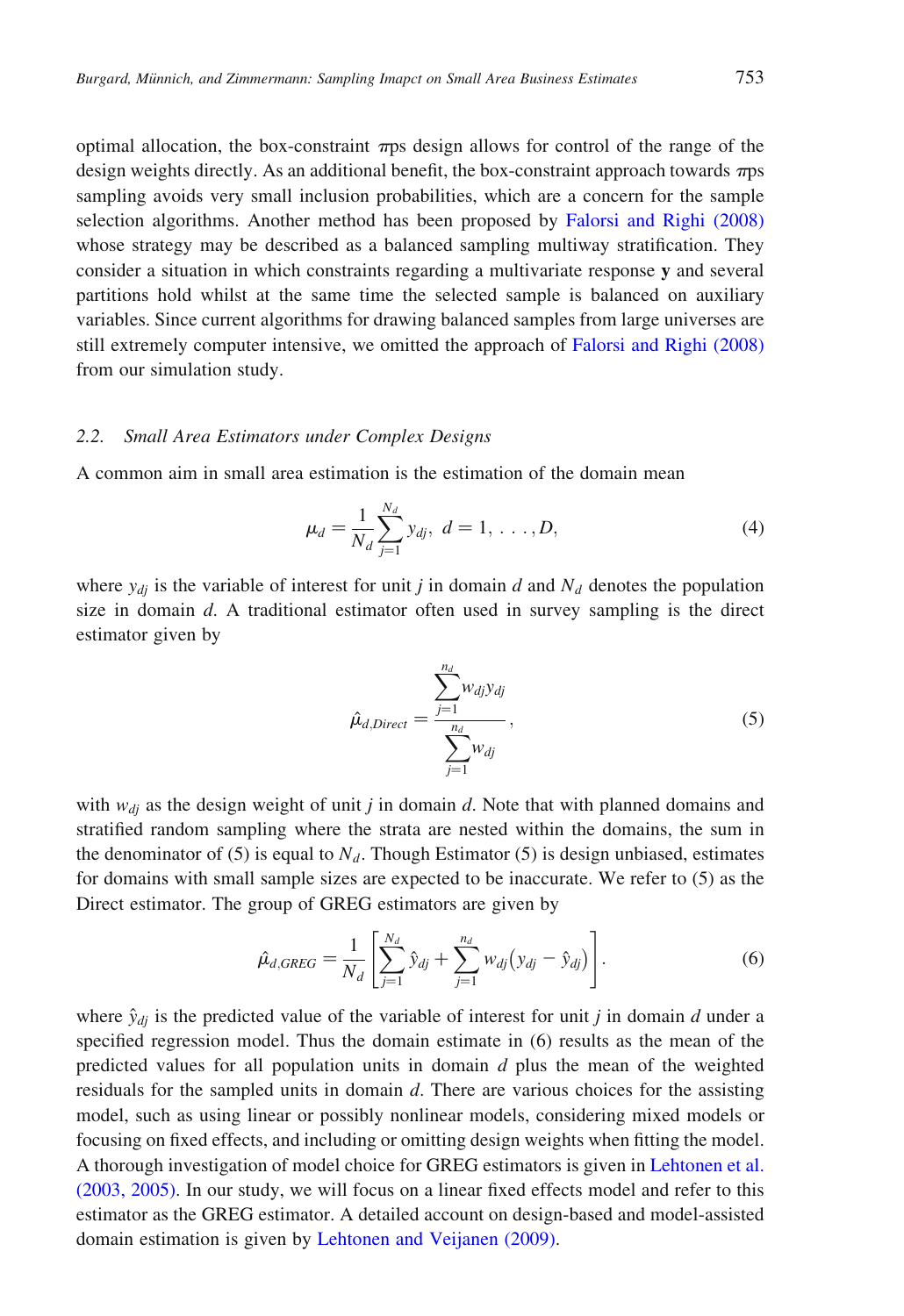optimal allocation, the box-constraint $\pi$ps design allows for control of the range of the design weights directly. As an additional benefit, the box-constraint approach towards $\pi$ps sampling avoids very small inclusion probabilities, which are a concern for the sample selection algorithms. Another method has been proposed by Falorsi and Righi (2008) whose strategy may be described as a balanced sampling multiway stratification. They consider a situation in which constraints regarding a multivariate response **y** and several partitions hold whilst at the same time the selected sample is balanced on auxiliary variables. Since current algorithms for drawing balanced samples from large universes are still extremely computer intensive, we omitted the approach of Falorsi and Righi (2008) from our simulation study.

### 2.2. *Small Area Estimators under Complex Designs*

A common aim in small area estimation is the estimation of the domain mean

$$\mu_d = \frac{1}{N_d} \sum_{j=1}^{N_d} y_{dj}, \; d = 1, \ldots, D, \tag{4}$$

where $y_{dj}$ is the variable of interest for unit $j$ in domain $d$ and $N_d$ denotes the population size in domain $d$. A traditional estimator often used in survey sampling is the direct estimator given by

$$\hat{\mu}_{d,Direct} = \frac{\sum_{j=1}^{n_d} w_{dj} y_{dj}}{\sum_{j=1}^{n_d} w_{dj}}, \tag{5}$$

with $w_{dj}$ as the design weight of unit $j$ in domain $d$. Note that with planned domains and stratified random sampling where the strata are nested within the domains, the sum in the denominator of (5) is equal to $N_d$. Though Estimator (5) is design unbiased, estimates for domains with small sample sizes are expected to be inaccurate. We refer to (5) as the Direct estimator. The group of GREG estimators are given by

$$\hat{\mu}_{d,GREG} = \frac{1}{N_d} \left[ \sum_{j=1}^{N_d} \hat{y}_{dj} + \sum_{j=1}^{n_d} w_{dj} \left( y_{dj} - \hat{y}_{dj} \right) \right]. \tag{6}$$

where $\hat{y}_{dj}$ is the predicted value of the variable of interest for unit $j$ in domain $d$ under a specified regression model. Thus the domain estimate in (6) results as the mean of the predicted values for all population units in domain $d$ plus the mean of the weighted residuals for the sampled units in domain $d$. There are various choices for the assisting model, such as using linear or possibly nonlinear models, considering mixed models or focusing on fixed effects, and including or omitting design weights when fitting the model. A thorough investigation of model choice for GREG estimators is given in Lehtonen et al. (2003, 2005). In our study, we will focus on a linear fixed effects model and refer to this estimator as the GREG estimator. A detailed account on design-based and model-assisted domain estimation is given by Lehtonen and Veijanen (2009).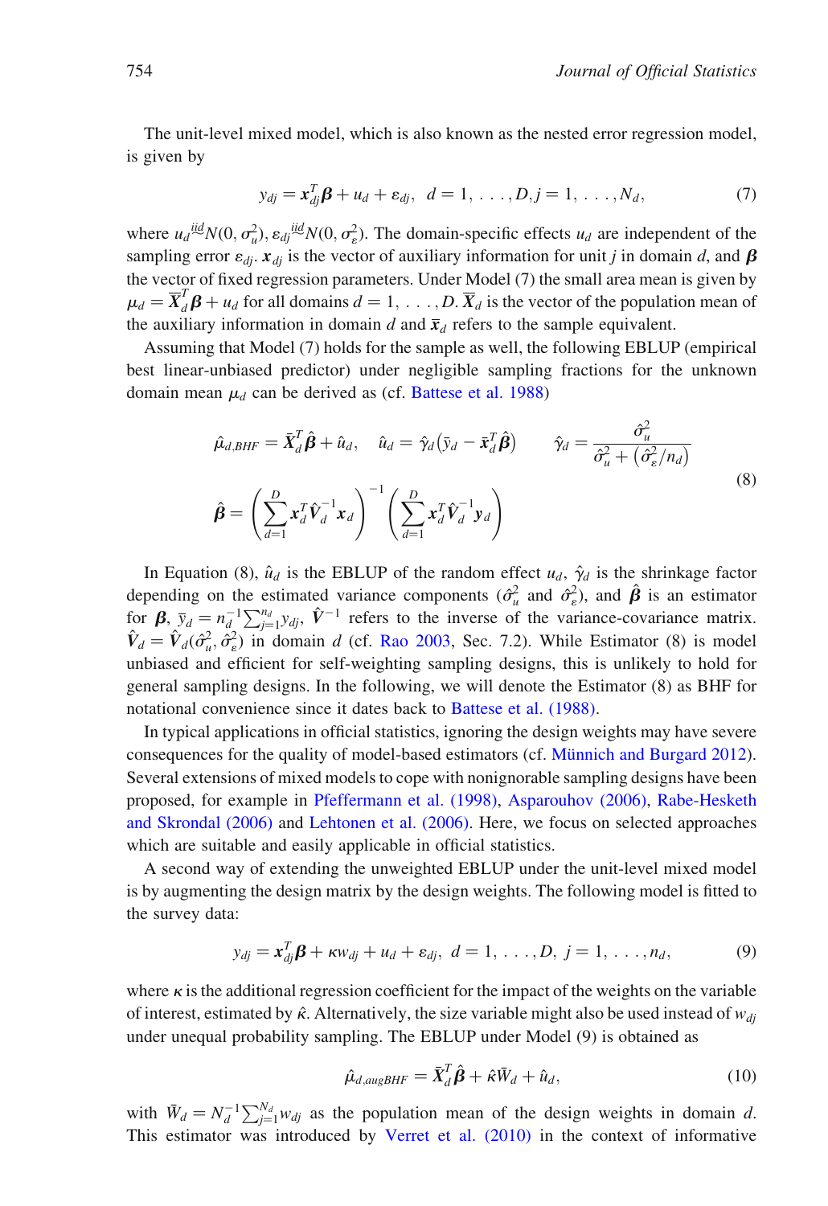The unit-level mixed model, which is also known as the nested error regression model, is given by

$$y_{dj} = \boldsymbol{x}_{dj}^T \boldsymbol{\beta} + u_d + \varepsilon_{dj}, \quad d = 1, \ldots, D, j = 1, \ldots, N_d, \tag{7}$$

where $u_d \overset{iid}{\sim} N(0, \sigma_u^2)$, $\varepsilon_{dj} \overset{iid}{\sim} N(0, \sigma_\varepsilon^2)$. The domain-specific effects $u_d$ are independent of the sampling error $\varepsilon_{dj}$. $\boldsymbol{x}_{dj}$ is the vector of auxiliary information for unit $j$ in domain $d$, and $\boldsymbol{\beta}$ the vector of fixed regression parameters. Under Model (7) the small area mean is given by $\mu_d = \overline{\boldsymbol{X}}_d^T \boldsymbol{\beta} + u_d$ for all domains $d = 1, \ldots, D$. $\overline{\boldsymbol{X}}_d$ is the vector of the population mean of the auxiliary information in domain $d$ and $\bar{\boldsymbol{x}}_d$ refers to the sample equivalent.

Assuming that Model (7) holds for the sample as well, the following EBLUP (empirical best linear-unbiased predictor) under negligible sampling fractions for the unknown domain mean $\mu_d$ can be derived as (cf. Battese et al. 1988)

$$\hat{\mu}_{d,BHF} = \bar{\boldsymbol{X}}_d^T \hat{\boldsymbol{\beta}} + \hat{u}_d, \quad \hat{u}_d = \hat{\gamma}_d \left( \bar{y}_d - \bar{\boldsymbol{x}}_d^T \hat{\boldsymbol{\beta}} \right) \qquad \hat{\gamma}_d = \frac{\hat{\sigma}_u^2}{\hat{\sigma}_u^2 + \left( \hat{\sigma}_\varepsilon^2 / n_d \right)}$$
$$\hat{\boldsymbol{\beta}} = \left( \sum_{d=1}^{D} \boldsymbol{x}_d^T \hat{\boldsymbol{V}}_d^{-1} \boldsymbol{x}_d \right)^{-1} \left( \sum_{d=1}^{D} \boldsymbol{x}_d^T \hat{\boldsymbol{V}}_d^{-1} \boldsymbol{y}_d \right) \tag{8}$$

In Equation (8), $\hat{u}_d$ is the EBLUP of the random effect $u_d$, $\hat{\gamma}_d$ is the shrinkage factor depending on the estimated variance components ($\hat{\sigma}_u^2$ and $\hat{\sigma}_\varepsilon^2$), and $\hat{\boldsymbol{\beta}}$ is an estimator for $\boldsymbol{\beta}$, $\bar{y}_d = n_d^{-1} \sum_{j=1}^{n_d} y_{dj}$, $\hat{\boldsymbol{V}}^{-1}$ refers to the inverse of the variance-covariance matrix. $\hat{\boldsymbol{V}}_d = \hat{\boldsymbol{V}}_d(\hat{\sigma}_u^2, \hat{\sigma}_\varepsilon^2)$ in domain $d$ (cf. Rao 2003, Sec. 7.2). While Estimator (8) is model unbiased and efficient for self-weighting sampling designs, this is unlikely to hold for general sampling designs. In the following, we will denote the Estimator (8) as BHF for notational convenience since it dates back to Battese et al. (1988).

In typical applications in official statistics, ignoring the design weights may have severe consequences for the quality of model-based estimators (cf. Münnich and Burgard 2012). Several extensions of mixed models to cope with nonignorable sampling designs have been proposed, for example in Pfeffermann et al. (1998), Asparouhov (2006), Rabe-Hesketh and Skrondal (2006) and Lehtonen et al. (2006). Here, we focus on selected approaches which are suitable and easily applicable in official statistics.

A second way of extending the unweighted EBLUP under the unit-level mixed model is by augmenting the design matrix by the design weights. The following model is fitted to the survey data:

$$y_{dj} = \boldsymbol{x}_{dj}^T \boldsymbol{\beta} + \kappa w_{dj} + u_d + \varepsilon_{dj}, \quad d = 1, \ldots, D, \; j = 1, \ldots, n_d, \tag{9}$$

where $\kappa$ is the additional regression coefficient for the impact of the weights on the variable of interest, estimated by $\hat{\kappa}$. Alternatively, the size variable might also be used instead of $w_{dj}$ under unequal probability sampling. The EBLUP under Model (9) is obtained as

$$\hat{\mu}_{d,augBHF} = \bar{\boldsymbol{X}}_d^T \hat{\boldsymbol{\beta}} + \hat{\kappa} \bar{W}_d + \hat{u}_d, \tag{10}$$

with $\bar{W}_d = N_d^{-1} \sum_{j=1}^{N_d} w_{dj}$ as the population mean of the design weights in domain $d$. This estimator was introduced by Verret et al. (2010) in the context of informative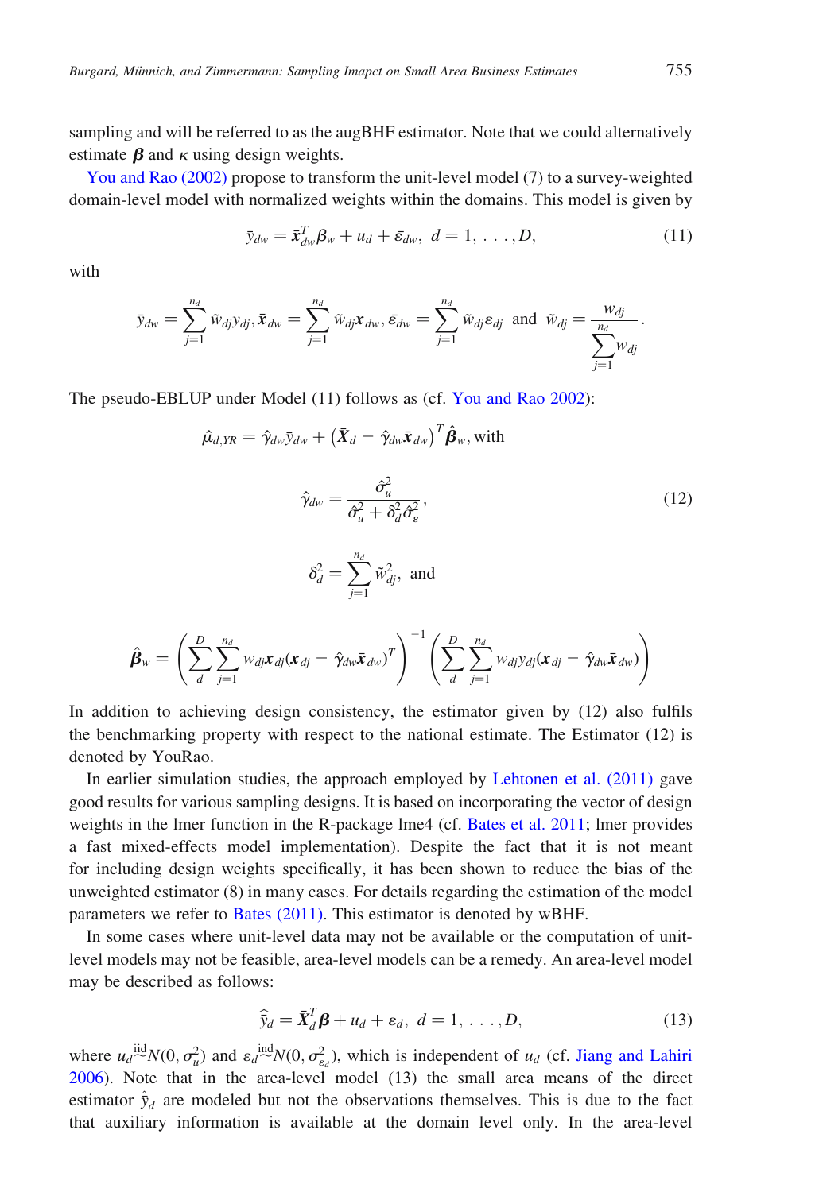sampling and will be referred to as the augBHF estimator. Note that we could alternatively estimate $\boldsymbol{\beta}$ and $\boldsymbol{\kappa}$ using design weights.

You and Rao (2002) propose to transform the unit-level model (7) to a survey-weighted domain-level model with normalized weights within the domains. This model is given by

$$\bar{y}_{dw} = \bar{\boldsymbol{x}}_{dw}^T \beta_w + u_d + \bar{\varepsilon}_{dw}, \; d = 1, \ldots, D, \tag{11}$$

with

$$\bar{y}_{dw} = \sum_{j=1}^{n_d} \tilde{w}_{dj} y_{dj}, \bar{\boldsymbol{x}}_{dw} = \sum_{j=1}^{n_d} \tilde{w}_{dj} \boldsymbol{x}_{dw}, \bar{\varepsilon}_{dw} = \sum_{j=1}^{n_d} \tilde{w}_{dj} \varepsilon_{dj} \text{ and } \tilde{w}_{dj} = \frac{w_{dj}}{\sum_{j=1}^{n_d} w_{dj}}.$$

The pseudo-EBLUP under Model (11) follows as (cf. You and Rao 2002):

$$\hat{\mu}_{d,YR} = \hat{\gamma}_{dw} \bar{y}_{dw} + \left( \bar{\boldsymbol{X}}_d - \hat{\gamma}_{dw} \bar{\boldsymbol{x}}_{dw} \right)^T \hat{\boldsymbol{\beta}}_w, \text{ with}$$

$$\hat{\gamma}_{dw} = \frac{\hat{\sigma}_u^2}{\hat{\sigma}_u^2 + \delta_d^2 \hat{\sigma}_\varepsilon^2}, \tag{12}$$

$$\delta_d^2 = \sum_{j=1}^{n_d} \tilde{w}_{dj}^2, \text{ and}$$

$$\hat{\boldsymbol{\beta}}_w = \left( \sum_{d}^{D} \sum_{j=1}^{n_d} w_{dj} \boldsymbol{x}_{dj} (\boldsymbol{x}_{dj} - \hat{\gamma}_{dw} \bar{\boldsymbol{x}}_{dw})^T \right)^{-1} \left( \sum_{d}^{D} \sum_{j=1}^{n_d} w_{dj} y_{dj} (\boldsymbol{x}_{dj} - \hat{\gamma}_{dw} \bar{\boldsymbol{x}}_{dw}) \right)$$

In addition to achieving design consistency, the estimator given by (12) also fulfils the benchmarking property with respect to the national estimate. The Estimator (12) is denoted by YouRao.

In earlier simulation studies, the approach employed by Lehtonen et al. (2011) gave good results for various sampling designs. It is based on incorporating the vector of design weights in the lmer function in the R-package lme4 (cf. Bates et al. 2011; lmer provides a fast mixed-effects model implementation). Despite the fact that it is not meant for including design weights specifically, it has been shown to reduce the bias of the unweighted estimator (8) in many cases. For details regarding the estimation of the model parameters we refer to Bates (2011). This estimator is denoted by wBHF.

In some cases where unit-level data may not be available or the computation of unit-level models may not be feasible, area-level models can be a remedy. An area-level model may be described as follows:

$$\hat{\bar{y}}_d = \bar{\boldsymbol{X}}_d^T \boldsymbol{\beta} + u_d + \varepsilon_d, \; d = 1, \ldots, D, \tag{13}$$

where $u_d \overset{\text{iid}}{\sim} N(0, \sigma_u^2)$ and $\varepsilon_d \overset{\text{ind}}{\sim} N(0, \sigma_{\varepsilon_d}^2)$, which is independent of $u_d$ (cf. Jiang and Lahiri 2006). Note that in the area-level model (13) the small area means of the direct estimator $\hat{\bar{y}}_d$ are modeled but not the observations themselves. This is due to the fact that auxiliary information is available at the domain level only. In the area-level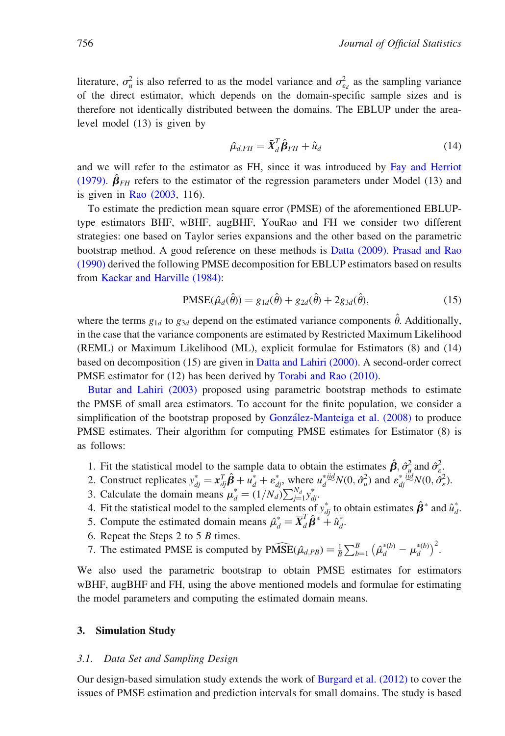literature, $\sigma_u^2$ is also referred to as the model variance and $\sigma_{\varepsilon_d}^2$ as the sampling variance of the direct estimator, which depends on the domain-specific sample sizes and is therefore not identically distributed between the domains. The EBLUP under the area-level model (13) is given by

$$\hat{\mu}_{d,FH} = \bar{\boldsymbol{X}}_d^T \hat{\boldsymbol{\beta}}_{FH} + \hat{u}_d \tag{14}$$

and we will refer to the estimator as FH, since it was introduced by Fay and Herriot (1979). $\hat{\boldsymbol{\beta}}_{FH}$ refers to the estimator of the regression parameters under Model (13) and is given in Rao (2003, 116).

To estimate the prediction mean square error (PMSE) of the aforementioned EBLUP-type estimators BHF, wBHF, augBHF, YouRao and FH we consider two different strategies: one based on Taylor series expansions and the other based on the parametric bootstrap method. A good reference on these methods is Datta (2009). Prasad and Rao (1990) derived the following PMSE decomposition for EBLUP estimators based on results from Kackar and Harville (1984):

$$\text{PMSE}(\hat{\mu}_d(\hat{\theta})) = g_{1d}(\hat{\theta}) + g_{2d}(\hat{\theta}) + 2g_{3d}(\hat{\theta}), \tag{15}$$

where the terms $g_{1d}$ to $g_{3d}$ depend on the estimated variance components $\hat{\theta}$. Additionally, in the case that the variance components are estimated by Restricted Maximum Likelihood (REML) or Maximum Likelihood (ML), explicit formulae for Estimators (8) and (14) based on decomposition (15) are given in Datta and Lahiri (2000). A second-order correct PMSE estimator for (12) has been derived by Torabi and Rao (2010).

Butar and Lahiri (2003) proposed using parametric bootstrap methods to estimate the PMSE of small area estimators. To account for the finite population, we consider a simplification of the bootstrap proposed by González-Manteiga et al. (2008) to produce PMSE estimates. Their algorithm for computing PMSE estimates for Estimator (8) is as follows:

1. Fit the statistical model to the sample data to obtain the estimates $\hat{\boldsymbol{\beta}}$, $\hat{\sigma}_u^2$ and $\hat{\sigma}_\varepsilon^2$.
2. Construct replicates $y_{dj}^* = \boldsymbol{x}_{dj}^T \hat{\boldsymbol{\beta}} + u_d^* + \varepsilon_{dj}^*$, where $u_d^* \overset{iid}{\sim} N(0, \hat{\sigma}_u^2)$ and $\varepsilon_{dj}^* \overset{iid}{\sim} N(0, \hat{\sigma}_\varepsilon^2)$.
3. Calculate the domain means $\mu_d^* = (1/N_d) \sum_{j=1}^{N_d} y_{dj}^*$.
4. Fit the statistical model to the sampled elements of $y_{dj}^*$ to obtain estimates $\hat{\boldsymbol{\beta}}^*$ and $\hat{u}_d^*$.
5. Compute the estimated domain means $\hat{\mu}_d^* = \overline{\boldsymbol{X}}_d^T \hat{\boldsymbol{\beta}}^* + \hat{u}_d^*$.
6. Repeat the Steps 2 to 5 $B$ times.
7. The estimated PMSE is computed by $\widehat{\text{PMSE}}(\hat{\mu}_{d,PB}) = \frac{1}{B} \sum_{b=1}^{B} \left( \hat{\mu}_d^{*(b)} - \mu_d^{*(b)} \right)^2$.

We also used the parametric bootstrap to obtain PMSE estimates for estimators wBHF, augBHF and FH, using the above mentioned models and formulae for estimating the model parameters and computing the estimated domain means.

## 3. Simulation Study

### 3.1. *Data Set and Sampling Design*

Our design-based simulation study extends the work of Burgard et al. (2012) to cover the issues of PMSE estimation and prediction intervals for small domains. The study is based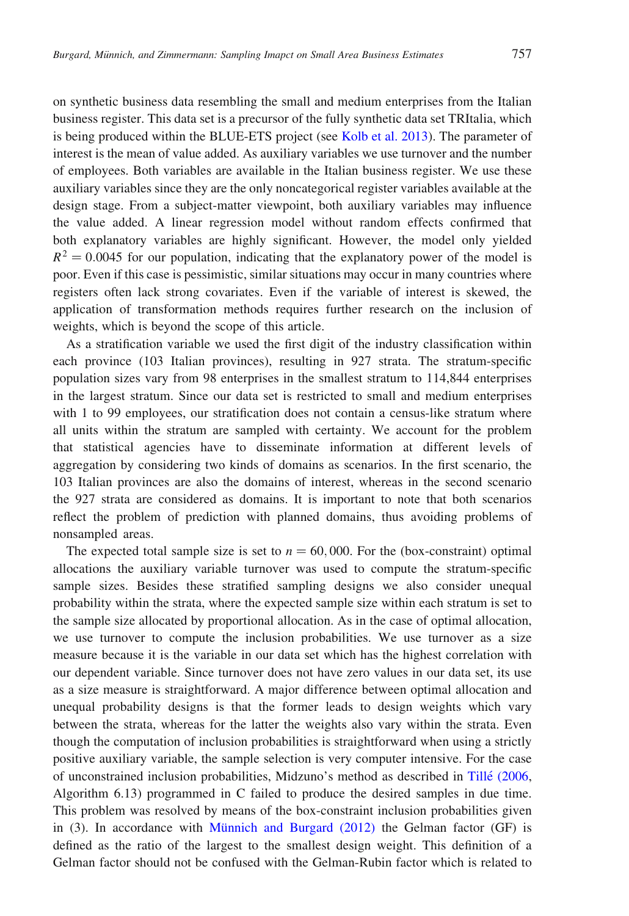on synthetic business data resembling the small and medium enterprises from the Italian business register. This data set is a precursor of the fully synthetic data set TRItalia, which is being produced within the BLUE-ETS project (see Kolb et al. 2013). The parameter of interest is the mean of value added. As auxiliary variables we use turnover and the number of employees. Both variables are available in the Italian business register. We use these auxiliary variables since they are the only noncategorical register variables available at the design stage. From a subject-matter viewpoint, both auxiliary variables may influence the value added. A linear regression model without random effects confirmed that both explanatory variables are highly significant. However, the model only yielded $R^2 = 0.0045$ for our population, indicating that the explanatory power of the model is poor. Even if this case is pessimistic, similar situations may occur in many countries where registers often lack strong covariates. Even if the variable of interest is skewed, the application of transformation methods requires further research on the inclusion of weights, which is beyond the scope of this article.

As a stratification variable we used the first digit of the industry classification within each province (103 Italian provinces), resulting in 927 strata. The stratum-specific population sizes vary from 98 enterprises in the smallest stratum to 114,844 enterprises in the largest stratum. Since our data set is restricted to small and medium enterprises with 1 to 99 employees, our stratification does not contain a census-like stratum where all units within the stratum are sampled with certainty. We account for the problem that statistical agencies have to disseminate information at different levels of aggregation by considering two kinds of domains as scenarios. In the first scenario, the 103 Italian provinces are also the domains of interest, whereas in the second scenario the 927 strata are considered as domains. It is important to note that both scenarios reflect the problem of prediction with planned domains, thus avoiding problems of nonsampled areas.

The expected total sample size is set to $n = 60,000$. For the (box-constraint) optimal allocations the auxiliary variable turnover was used to compute the stratum-specific sample sizes. Besides these stratified sampling designs we also consider unequal probability within the strata, where the expected sample size within each stratum is set to the sample size allocated by proportional allocation. As in the case of optimal allocation, we use turnover to compute the inclusion probabilities. We use turnover as a size measure because it is the variable in our data set which has the highest correlation with our dependent variable. Since turnover does not have zero values in our data set, its use as a size measure is straightforward. A major difference between optimal allocation and unequal probability designs is that the former leads to design weights which vary between the strata, whereas for the latter the weights also vary within the strata. Even though the computation of inclusion probabilities is straightforward when using a strictly positive auxiliary variable, the sample selection is very computer intensive. For the case of unconstrained inclusion probabilities, Midzuno's method as described in Tillé (2006, Algorithm 6.13) programmed in C failed to produce the desired samples in due time. This problem was resolved by means of the box-constraint inclusion probabilities given in (3). In accordance with Münnich and Burgard (2012) the Gelman factor (GF) is defined as the ratio of the largest to the smallest design weight. This definition of a Gelman factor should not be confused with the Gelman-Rubin factor which is related to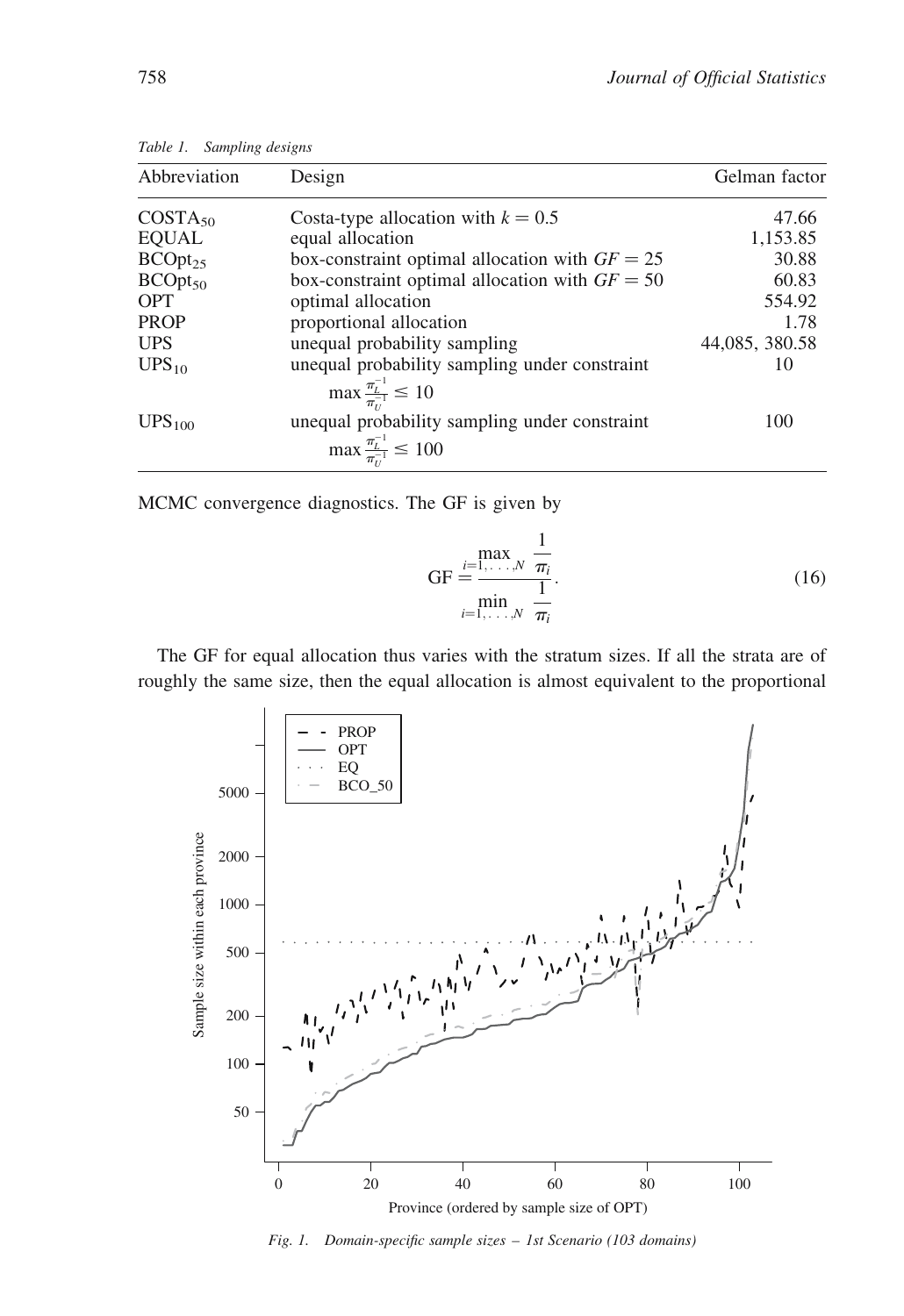*Table 1. Sampling designs*

| Abbreviation | Design | Gelman factor |
|---|---|---|
| $COSTA_{50}$ | Costa-type allocation with $k = 0.5$ | 47.66 |
| EQUAL | equal allocation | 1,153.85 |
| $BCOpt_{25}$ | box-constraint optimal allocation with $GF = 25$ | 30.88 |
| $BCOpt_{50}$ | box-constraint optimal allocation with $GF = 50$ | 60.83 |
| OPT | optimal allocation | 554.92 |
| PROP | proportional allocation | 1.78 |
| UPS | unequal probability sampling | 44,085, 380.58 |
| $UPS_{10}$ | unequal probability sampling under constraint $\max \frac{\pi_L^{-1}}{\pi_U^{-1}} \leq 10$ | 10 |
| $UPS_{100}$ | unequal probability sampling under constraint $\max \frac{\pi_L^{-1}}{\pi_U^{-1}} \leq 100$ | 100 |

MCMC convergence diagnostics. The GF is given by

$$\mathrm{GF} = \frac{\max\limits_{i=1,\ldots,N} \dfrac{1}{\pi_i}}{\min\limits_{i=1,\ldots,N} \dfrac{1}{\pi_i}}. \tag{16}$$

The GF for equal allocation thus varies with the stratum sizes. If all the strata are of roughly the same size, then the equal allocation is almost equivalent to the proportional

*Fig. 1. Domain-specific sample sizes – 1st Scenario (103 domains)*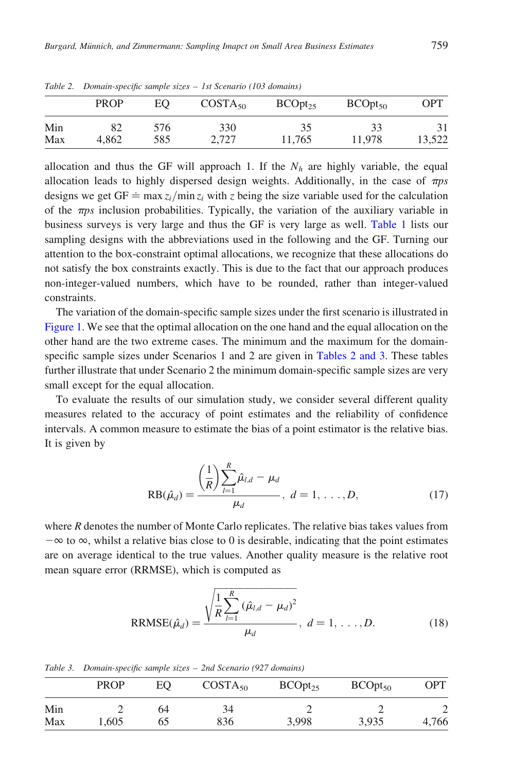Table 2. Domain-specific sample sizes – 1st Scenario (103 domains)

| | PROP | EQ | $COSTA_{50}$ | $BCOpt_{25}$ | $BCOpt_{50}$ | OPT |
|---|---|---|---|---|---|---|
| Min | 82 | 576 | 330 | 35 | 33 | 31 |
| Max | 4,862 | 585 | 2,727 | 11,765 | 11,978 | 13,522 |

allocation and thus the GF will approach 1. If the $N_h$ are highly variable, the equal allocation leads to highly dispersed design weights. Additionally, in the case of $\pi ps$ designs we get $\mathrm{GF} \doteq \max z_i / \min z_i$ with $z$ being the size variable used for the calculation of the $\pi ps$ inclusion probabilities. Typically, the variation of the auxiliary variable in business surveys is very large and thus the GF is very large as well. Table 1 lists our sampling designs with the abbreviations used in the following and the GF. Turning our attention to the box-constraint optimal allocations, we recognize that these allocations do not satisfy the box constraints exactly. This is due to the fact that our approach produces non-integer-valued numbers, which have to be rounded, rather than integer-valued constraints.

The variation of the domain-specific sample sizes under the first scenario is illustrated in Figure 1. We see that the optimal allocation on the one hand and the equal allocation on the other hand are the two extreme cases. The minimum and the maximum for the domain-specific sample sizes under Scenarios 1 and 2 are given in Tables 2 and 3. These tables further illustrate that under Scenario 2 the minimum domain-specific sample sizes are very small except for the equal allocation.

To evaluate the results of our simulation study, we consider several different quality measures related to the accuracy of point estimates and the reliability of confidence intervals. A common measure to estimate the bias of a point estimator is the relative bias. It is given by

$$\mathrm{RB}(\hat{\mu}_d) = \frac{\left(\frac{1}{R}\right)\sum_{l=1}^{R}\hat{\mu}_{l,d} - \mu_d}{\mu_d}, \; d = 1, \ldots, D, \tag{17}$$

where $R$ denotes the number of Monte Carlo replicates. The relative bias takes values from $-\infty$ to $\infty$, whilst a relative bias close to 0 is desirable, indicating that the point estimates are on average identical to the true values. Another quality measure is the relative root mean square error (RRMSE), which is computed as

$$\mathrm{RRMSE}(\hat{\mu}_d) = \frac{\sqrt{\frac{1}{R}\sum_{l=1}^{R}(\hat{\mu}_{l,d} - \mu_d)^2}}{\mu_d}, \; d = 1, \ldots, D. \tag{18}$$

Table 3. Domain-specific sample sizes – 2nd Scenario (927 domains)

| | PROP | EQ | $COSTA_{50}$ | $BCOpt_{25}$ | $BCOpt_{50}$ | OPT |
|---|---|---|---|---|---|---|
| Min | 2 | 64 | 34 | 2 | 2 | 2 |
| Max | 1,605 | 65 | 836 | 3,998 | 3,935 | 4,766 |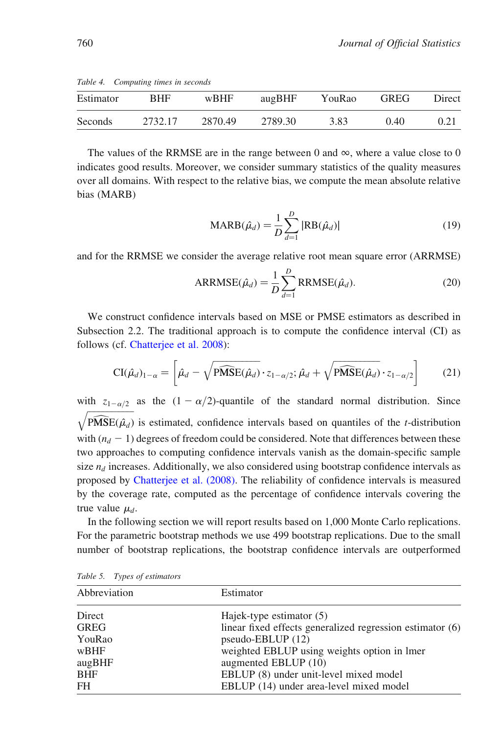*Table 4. Computing times in seconds*

| Estimator | BHF | wBHF | augBHF | YouRao | GREG | Direct |
|---|---|---|---|---|---|---|
| Seconds | 2732.17 | 2870.49 | 2789.30 | 3.83 | 0.40 | 0.21 |

The values of the RRMSE are in the range between 0 and $\infty$, where a value close to 0 indicates good results. Moreover, we consider summary statistics of the quality measures over all domains. With respect to the relative bias, we compute the mean absolute relative bias (MARB)

$$\text{MARB}(\hat{\mu}_d) = \frac{1}{D}\sum_{d=1}^{D} |\text{RB}(\hat{\mu}_d)| \tag{19}$$

and for the RRMSE we consider the average relative root mean square error (ARRMSE)

$$\text{ARRMSE}(\hat{\mu}_d) = \frac{1}{D}\sum_{d=1}^{D} \text{RRMSE}(\hat{\mu}_d). \tag{20}$$

We construct confidence intervals based on MSE or PMSE estimators as described in Subsection 2.2. The traditional approach is to compute the confidence interval (CI) as follows (cf. Chatterjee et al. 2008):

$$\text{CI}(\hat{\mu}_d)_{1-\alpha} = \left[\hat{\mu}_d - \sqrt{\widehat{\text{PMSE}}(\hat{\mu}_d)} \cdot z_{1-\alpha/2}; \hat{\mu}_d + \sqrt{\widehat{\text{PMSE}}(\hat{\mu}_d)} \cdot z_{1-\alpha/2}\right] \tag{21}$$

with $z_{1-\alpha/2}$ as the $(1-\alpha/2)$-quantile of the standard normal distribution. Since $\sqrt{\widehat{\text{PMSE}}(\hat{\mu}_d)}$ is estimated, confidence intervals based on quantiles of the $t$-distribution with $(n_d - 1)$ degrees of freedom could be considered. Note that differences between these two approaches to computing confidence intervals vanish as the domain-specific sample size $n_d$ increases. Additionally, we also considered using bootstrap confidence intervals as proposed by Chatterjee et al. (2008). The reliability of confidence intervals is measured by the coverage rate, computed as the percentage of confidence intervals covering the true value $\mu_d$.

In the following section we will report results based on 1,000 Monte Carlo replications. For the parametric bootstrap methods we use 499 bootstrap replications. Due to the small number of bootstrap replications, the bootstrap confidence intervals are outperformed

*Table 5. Types of estimators*

| Abbreviation | Estimator |
|---|---|
| Direct | Hajek-type estimator (5) |
| GREG | linear fixed effects generalized regression estimator (6) |
| YouRao | pseudo-EBLUP (12) |
| wBHF | weighted EBLUP using weights option in lmer |
| augBHF | augmented EBLUP (10) |
| BHF | EBLUP (8) under unit-level mixed model |
| FH | EBLUP (14) under area-level mixed model |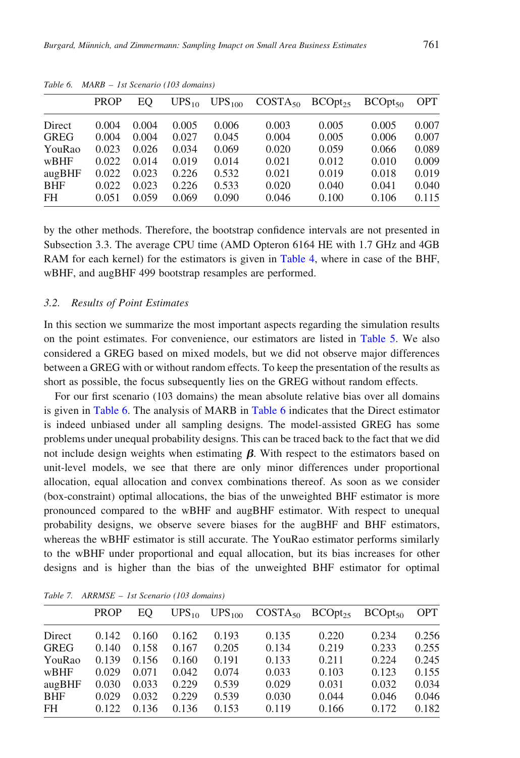Table 6. MARB – 1st Scenario (103 domains)

| | PROP | EQ | $UPS_{10}$ | $UPS_{100}$ | $COSTA_{50}$ | $BCOpt_{25}$ | $BCOpt_{50}$ | OPT |
|---|---|---|---|---|---|---|---|---|
| Direct | 0.004 | 0.004 | 0.005 | 0.006 | 0.003 | 0.005 | 0.005 | 0.007 |
| GREG | 0.004 | 0.004 | 0.027 | 0.045 | 0.004 | 0.005 | 0.006 | 0.007 |
| YouRao | 0.023 | 0.026 | 0.034 | 0.069 | 0.020 | 0.059 | 0.066 | 0.089 |
| wBHF | 0.022 | 0.014 | 0.019 | 0.014 | 0.021 | 0.012 | 0.010 | 0.009 |
| augBHF | 0.022 | 0.023 | 0.226 | 0.532 | 0.021 | 0.019 | 0.018 | 0.019 |
| BHF | 0.022 | 0.023 | 0.226 | 0.533 | 0.020 | 0.040 | 0.041 | 0.040 |
| FH | 0.051 | 0.059 | 0.069 | 0.090 | 0.046 | 0.100 | 0.106 | 0.115 |

by the other methods. Therefore, the bootstrap confidence intervals are not presented in Subsection 3.3. The average CPU time (AMD Opteron 6164 HE with 1.7 GHz and 4GB RAM for each kernel) for the estimators is given in Table 4, where in case of the BHF, wBHF, and augBHF 499 bootstrap resamples are performed.

### 3.2. Results of Point Estimates

In this section we summarize the most important aspects regarding the simulation results on the point estimates. For convenience, our estimators are listed in Table 5. We also considered a GREG based on mixed models, but we did not observe major differences between a GREG with or without random effects. To keep the presentation of the results as short as possible, the focus subsequently lies on the GREG without random effects.

For our first scenario (103 domains) the mean absolute relative bias over all domains is given in Table 6. The analysis of MARB in Table 6 indicates that the Direct estimator is indeed unbiased under all sampling designs. The model-assisted GREG has some problems under unequal probability designs. This can be traced back to the fact that we did not include design weights when estimating $\boldsymbol{\beta}$. With respect to the estimators based on unit-level models, we see that there are only minor differences under proportional allocation, equal allocation and convex combinations thereof. As soon as we consider (box-constraint) optimal allocations, the bias of the unweighted BHF estimator is more pronounced compared to the wBHF and augBHF estimator. With respect to unequal probability designs, we observe severe biases for the augBHF and BHF estimators, whereas the wBHF estimator is still accurate. The YouRao estimator performs similarly to the wBHF under proportional and equal allocation, but its bias increases for other designs and is higher than the bias of the unweighted BHF estimator for optimal

Table 7. ARRMSE – 1st Scenario (103 domains)

| | PROP | EQ | $UPS_{10}$ | $UPS_{100}$ | $COSTA_{50}$ | $BCOpt_{25}$ | $BCOpt_{50}$ | OPT |
|---|---|---|---|---|---|---|---|---|
| Direct | 0.142 | 0.160 | 0.162 | 0.193 | 0.135 | 0.220 | 0.234 | 0.256 |
| GREG | 0.140 | 0.158 | 0.167 | 0.205 | 0.134 | 0.219 | 0.233 | 0.255 |
| YouRao | 0.139 | 0.156 | 0.160 | 0.191 | 0.133 | 0.211 | 0.224 | 0.245 |
| wBHF | 0.029 | 0.071 | 0.042 | 0.074 | 0.033 | 0.103 | 0.123 | 0.155 |
| augBHF | 0.030 | 0.033 | 0.229 | 0.539 | 0.029 | 0.031 | 0.032 | 0.034 |
| BHF | 0.029 | 0.032 | 0.229 | 0.539 | 0.030 | 0.044 | 0.046 | 0.046 |
| FH | 0.122 | 0.136 | 0.136 | 0.153 | 0.119 | 0.166 | 0.172 | 0.182 |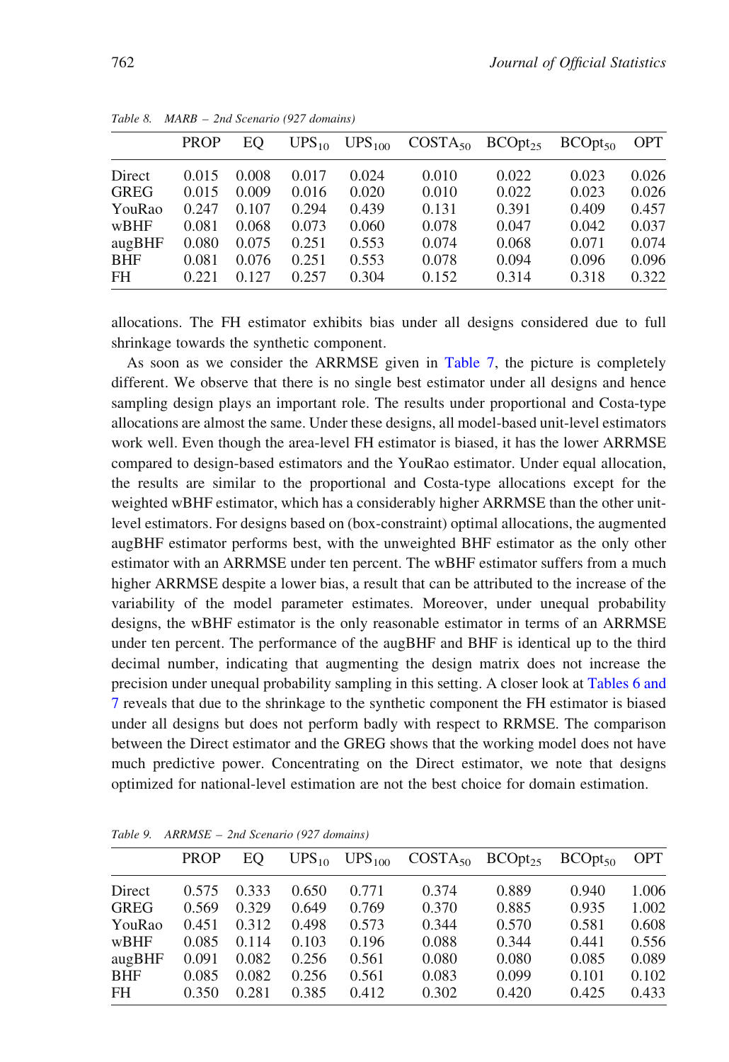Table 8. MARB – 2nd Scenario (927 domains)

| | PROP | EQ | $UPS_{10}$ | $UPS_{100}$ | $COSTA_{50}$ | $BCOpt_{25}$ | $BCOpt_{50}$ | OPT |
|---|---|---|---|---|---|---|---|---|
| Direct | 0.015 | 0.008 | 0.017 | 0.024 | 0.010 | 0.022 | 0.023 | 0.026 |
| GREG | 0.015 | 0.009 | 0.016 | 0.020 | 0.010 | 0.022 | 0.023 | 0.026 |
| YouRao | 0.247 | 0.107 | 0.294 | 0.439 | 0.131 | 0.391 | 0.409 | 0.457 |
| wBHF | 0.081 | 0.068 | 0.073 | 0.060 | 0.078 | 0.047 | 0.042 | 0.037 |
| augBHF | 0.080 | 0.075 | 0.251 | 0.553 | 0.074 | 0.068 | 0.071 | 0.074 |
| BHF | 0.081 | 0.076 | 0.251 | 0.553 | 0.078 | 0.094 | 0.096 | 0.096 |
| FH | 0.221 | 0.127 | 0.257 | 0.304 | 0.152 | 0.314 | 0.318 | 0.322 |

allocations. The FH estimator exhibits bias under all designs considered due to full shrinkage towards the synthetic component.

As soon as we consider the ARRMSE given in Table 7, the picture is completely different. We observe that there is no single best estimator under all designs and hence sampling design plays an important role. The results under proportional and Costa-type allocations are almost the same. Under these designs, all model-based unit-level estimators work well. Even though the area-level FH estimator is biased, it has the lower ARRMSE compared to design-based estimators and the YouRao estimator. Under equal allocation, the results are similar to the proportional and Costa-type allocations except for the weighted wBHF estimator, which has a considerably higher ARRMSE than the other unit-level estimators. For designs based on (box-constraint) optimal allocations, the augmented augBHF estimator performs best, with the unweighted BHF estimator as the only other estimator with an ARRMSE under ten percent. The wBHF estimator suffers from a much higher ARRMSE despite a lower bias, a result that can be attributed to the increase of the variability of the model parameter estimates. Moreover, under unequal probability designs, the wBHF estimator is the only reasonable estimator in terms of an ARRMSE under ten percent. The performance of the augBHF and BHF is identical up to the third decimal number, indicating that augmenting the design matrix does not increase the precision under unequal probability sampling in this setting. A closer look at Tables 6 and 7 reveals that due to the shrinkage to the synthetic component the FH estimator is biased under all designs but does not perform badly with respect to RRMSE. The comparison between the Direct estimator and the GREG shows that the working model does not have much predictive power. Concentrating on the Direct estimator, we note that designs optimized for national-level estimation are not the best choice for domain estimation.

Table 9. ARRMSE – 2nd Scenario (927 domains)

| | PROP | EQ | $UPS_{10}$ | $UPS_{100}$ | $COSTA_{50}$ | $BCOpt_{25}$ | $BCOpt_{50}$ | OPT |
|---|---|---|---|---|---|---|---|---|
| Direct | 0.575 | 0.333 | 0.650 | 0.771 | 0.374 | 0.889 | 0.940 | 1.006 |
| GREG | 0.569 | 0.329 | 0.649 | 0.769 | 0.370 | 0.885 | 0.935 | 1.002 |
| YouRao | 0.451 | 0.312 | 0.498 | 0.573 | 0.344 | 0.570 | 0.581 | 0.608 |
| wBHF | 0.085 | 0.114 | 0.103 | 0.196 | 0.088 | 0.344 | 0.441 | 0.556 |
| augBHF | 0.091 | 0.082 | 0.256 | 0.561 | 0.080 | 0.080 | 0.085 | 0.089 |
| BHF | 0.085 | 0.082 | 0.256 | 0.561 | 0.083 | 0.099 | 0.101 | 0.102 |
| FH | 0.350 | 0.281 | 0.385 | 0.412 | 0.302 | 0.420 | 0.425 | 0.433 |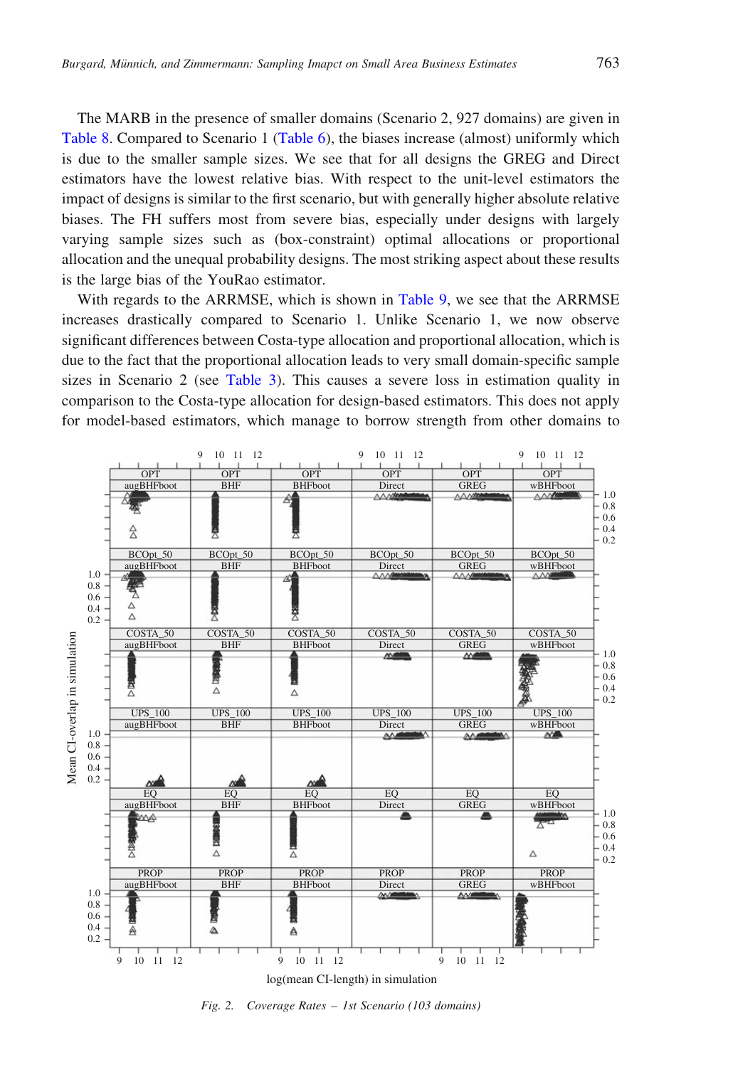The MARB in the presence of smaller domains (Scenario 2, 927 domains) are given in Table 8. Compared to Scenario 1 (Table 6), the biases increase (almost) uniformly which is due to the smaller sample sizes. We see that for all designs the GREG and Direct estimators have the lowest relative bias. With respect to the unit-level estimators the impact of designs is similar to the first scenario, but with generally higher absolute relative biases. The FH suffers most from severe bias, especially under designs with largely varying sample sizes such as (box-constraint) optimal allocations or proportional allocation and the unequal probability designs. The most striking aspect about these results is the large bias of the YouRao estimator.

With regards to the ARRMSE, which is shown in Table 9, we see that the ARRMSE increases drastically compared to Scenario 1. Unlike Scenario 1, we now observe significant differences between Costa-type allocation and proportional allocation, which is due to the fact that the proportional allocation leads to very small domain-specific sample sizes in Scenario 2 (see Table 3). This causes a severe loss in estimation quality in comparison to the Costa-type allocation for design-based estimators. This does not apply for model-based estimators, which manage to borrow strength from other domains to

*Fig. 2. Coverage Rates – 1st Scenario (103 domains)*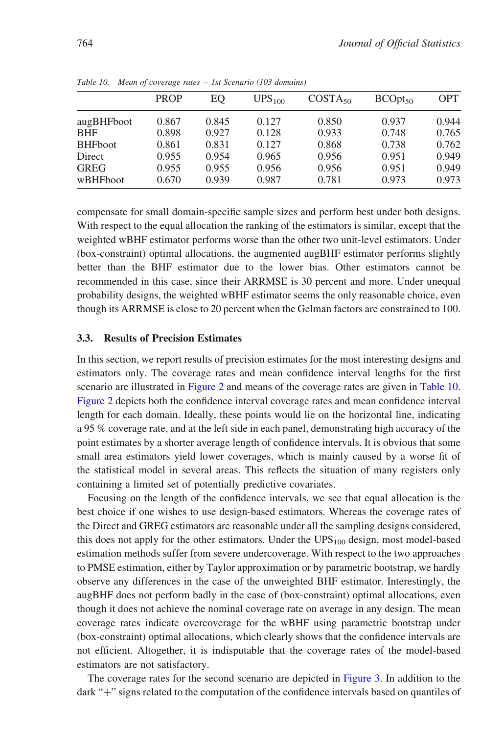Table 10. *Mean of coverage rates – 1st Scenario (103 domains)*

| | PROP | EQ | $\text{UPS}_{100}$ | $\text{COSTA}_{50}$ | $\text{BCOpt}_{50}$ | OPT |
|---|---|---|---|---|---|---|
| augBHFboot | 0.867 | 0.845 | 0.127 | 0.850 | 0.937 | 0.944 |
| BHF | 0.898 | 0.927 | 0.128 | 0.933 | 0.748 | 0.765 |
| BHFboot | 0.861 | 0.831 | 0.127 | 0.868 | 0.738 | 0.762 |
| Direct | 0.955 | 0.954 | 0.965 | 0.956 | 0.951 | 0.949 |
| GREG | 0.955 | 0.955 | 0.956 | 0.956 | 0.951 | 0.949 |
| wBHFboot | 0.670 | 0.939 | 0.987 | 0.781 | 0.973 | 0.973 |

compensate for small domain-specific sample sizes and perform best under both designs. With respect to the equal allocation the ranking of the estimators is similar, except that the weighted wBHF estimator performs worse than the other two unit-level estimators. Under (box-constraint) optimal allocations, the augmented augBHF estimator performs slightly better than the BHF estimator due to the lower bias. Other estimators cannot be recommended in this case, since their ARRMSE is 30 percent and more. Under unequal probability designs, the weighted wBHF estimator seems the only reasonable choice, even though its ARRMSE is close to 20 percent when the Gelman factors are constrained to 100.

### 3.3. Results of Precision Estimates

In this section, we report results of precision estimates for the most interesting designs and estimators only. The coverage rates and mean confidence interval lengths for the first scenario are illustrated in Figure 2 and means of the coverage rates are given in Table 10. Figure 2 depicts both the confidence interval coverage rates and mean confidence interval length for each domain. Ideally, these points would lie on the horizontal line, indicating a 95 % coverage rate, and at the left side in each panel, demonstrating high accuracy of the point estimates by a shorter average length of confidence intervals. It is obvious that some small area estimators yield lower coverages, which is mainly caused by a worse fit of the statistical model in several areas. This reflects the situation of many registers only containing a limited set of potentially predictive covariates.

Focusing on the length of the confidence intervals, we see that equal allocation is the best choice if one wishes to use design-based estimators. Whereas the coverage rates of the Direct and GREG estimators are reasonable under all the sampling designs considered, this does not apply for the other estimators. Under the $\text{UPS}_{100}$ design, most model-based estimation methods suffer from severe undercoverage. With respect to the two approaches to PMSE estimation, either by Taylor approximation or by parametric bootstrap, we hardly observe any differences in the case of the unweighted BHF estimator. Interestingly, the augBHF does not perform badly in the case of (box-constraint) optimal allocations, even though it does not achieve the nominal coverage rate on average in any design. The mean coverage rates indicate overcoverage for the wBHF using parametric bootstrap under (box-constraint) optimal allocations, which clearly shows that the confidence intervals are not efficient. Altogether, it is indisputable that the coverage rates of the model-based estimators are not satisfactory.

The coverage rates for the second scenario are depicted in Figure 3. In addition to the dark "+" signs related to the computation of the confidence intervals based on quantiles of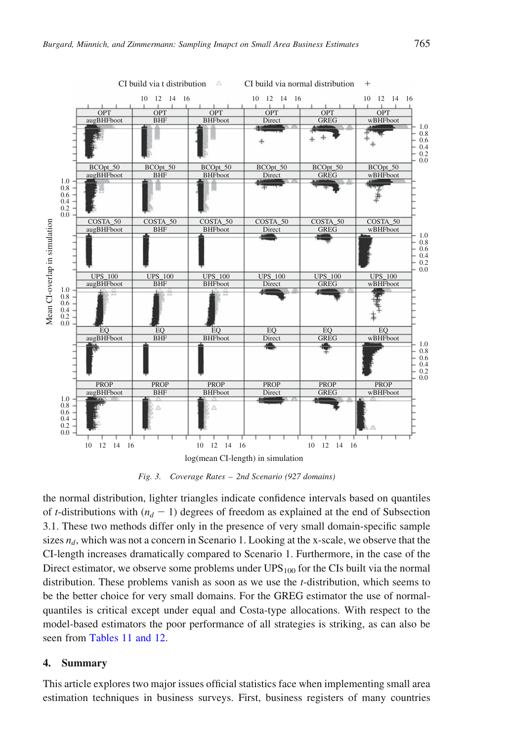Fig. 3. Coverage Rates – 2nd Scenario (927 domains)

the normal distribution, lighter triangles indicate confidence intervals based on quantiles of $t$-distributions with $(n_d - 1)$ degrees of freedom as explained at the end of Subsection 3.1. These two methods differ only in the presence of very small domain-specific sample sizes $n_d$, which was not a concern in Scenario 1. Looking at the x-scale, we observe that the CI-length increases dramatically compared to Scenario 1. Furthermore, in the case of the Direct estimator, we observe some problems under $UPS_{100}$ for the CIs built via the normal distribution. These problems vanish as soon as we use the $t$-distribution, which seems to be the better choice for very small domains. For the GREG estimator the use of normal-quantiles is critical except under equal and Costa-type allocations. With respect to the model-based estimators the poor performance of all strategies is striking, as can also be seen from Tables 11 and 12.

## 4. Summary

This article explores two major issues official statistics face when implementing small area estimation techniques in business surveys. First, business registers of many countries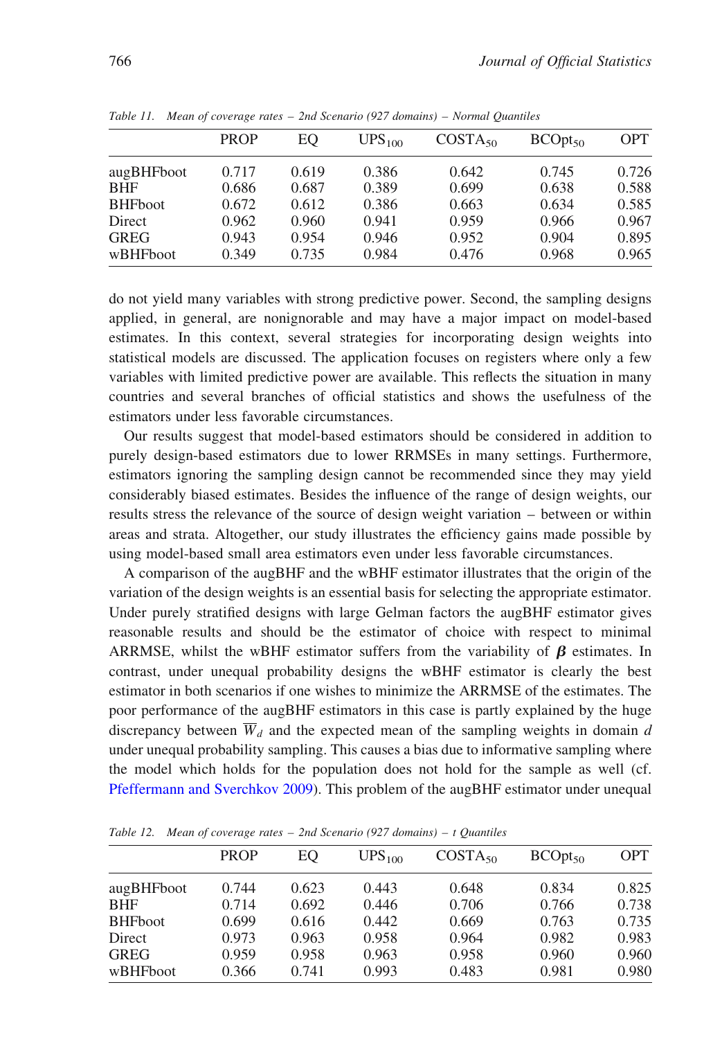Table 11. Mean of coverage rates – 2nd Scenario (927 domains) – Normal Quantiles

| | PROP | EQ | $UPS_{100}$ | $COSTA_{50}$ | $BCOpt_{50}$ | OPT |
|---|---|---|---|---|---|---|
| augBHFboot | 0.717 | 0.619 | 0.386 | 0.642 | 0.745 | 0.726 |
| BHF | 0.686 | 0.687 | 0.389 | 0.699 | 0.638 | 0.588 |
| BHFboot | 0.672 | 0.612 | 0.386 | 0.663 | 0.634 | 0.585 |
| Direct | 0.962 | 0.960 | 0.941 | 0.959 | 0.966 | 0.967 |
| GREG | 0.943 | 0.954 | 0.946 | 0.952 | 0.904 | 0.895 |
| wBHFboot | 0.349 | 0.735 | 0.984 | 0.476 | 0.968 | 0.965 |

do not yield many variables with strong predictive power. Second, the sampling designs applied, in general, are nonignorable and may have a major impact on model-based estimates. In this context, several strategies for incorporating design weights into statistical models are discussed. The application focuses on registers where only a few variables with limited predictive power are available. This reflects the situation in many countries and several branches of official statistics and shows the usefulness of the estimators under less favorable circumstances.

Our results suggest that model-based estimators should be considered in addition to purely design-based estimators due to lower RRMSEs in many settings. Furthermore, estimators ignoring the sampling design cannot be recommended since they may yield considerably biased estimates. Besides the influence of the range of design weights, our results stress the relevance of the source of design weight variation – between or within areas and strata. Altogether, our study illustrates the efficiency gains made possible by using model-based small area estimators even under less favorable circumstances.

A comparison of the augBHF and the wBHF estimator illustrates that the origin of the variation of the design weights is an essential basis for selecting the appropriate estimator. Under purely stratified designs with large Gelman factors the augBHF estimator gives reasonable results and should be the estimator of choice with respect to minimal ARRMSE, whilst the wBHF estimator suffers from the variability of $\boldsymbol{\beta}$ estimates. In contrast, under unequal probability designs the wBHF estimator is clearly the best estimator in both scenarios if one wishes to minimize the ARRMSE of the estimates. The poor performance of the augBHF estimators in this case is partly explained by the huge discrepancy between $\overline{W}_d$ and the expected mean of the sampling weights in domain $d$ under unequal probability sampling. This causes a bias due to informative sampling where the model which holds for the population does not hold for the sample as well (cf. Pfeffermann and Sverchkov 2009). This problem of the augBHF estimator under unequal

Table 12. Mean of coverage rates – 2nd Scenario (927 domains) – t Quantiles

| | PROP | EQ | $UPS_{100}$ | $COSTA_{50}$ | $BCOpt_{50}$ | OPT |
|---|---|---|---|---|---|---|
| augBHFboot | 0.744 | 0.623 | 0.443 | 0.648 | 0.834 | 0.825 |
| BHF | 0.714 | 0.692 | 0.446 | 0.706 | 0.766 | 0.738 |
| BHFboot | 0.699 | 0.616 | 0.442 | 0.669 | 0.763 | 0.735 |
| Direct | 0.973 | 0.963 | 0.958 | 0.964 | 0.982 | 0.983 |
| GREG | 0.959 | 0.958 | 0.963 | 0.958 | 0.960 | 0.960 |
| wBHFboot | 0.366 | 0.741 | 0.993 | 0.483 | 0.981 | 0.980 |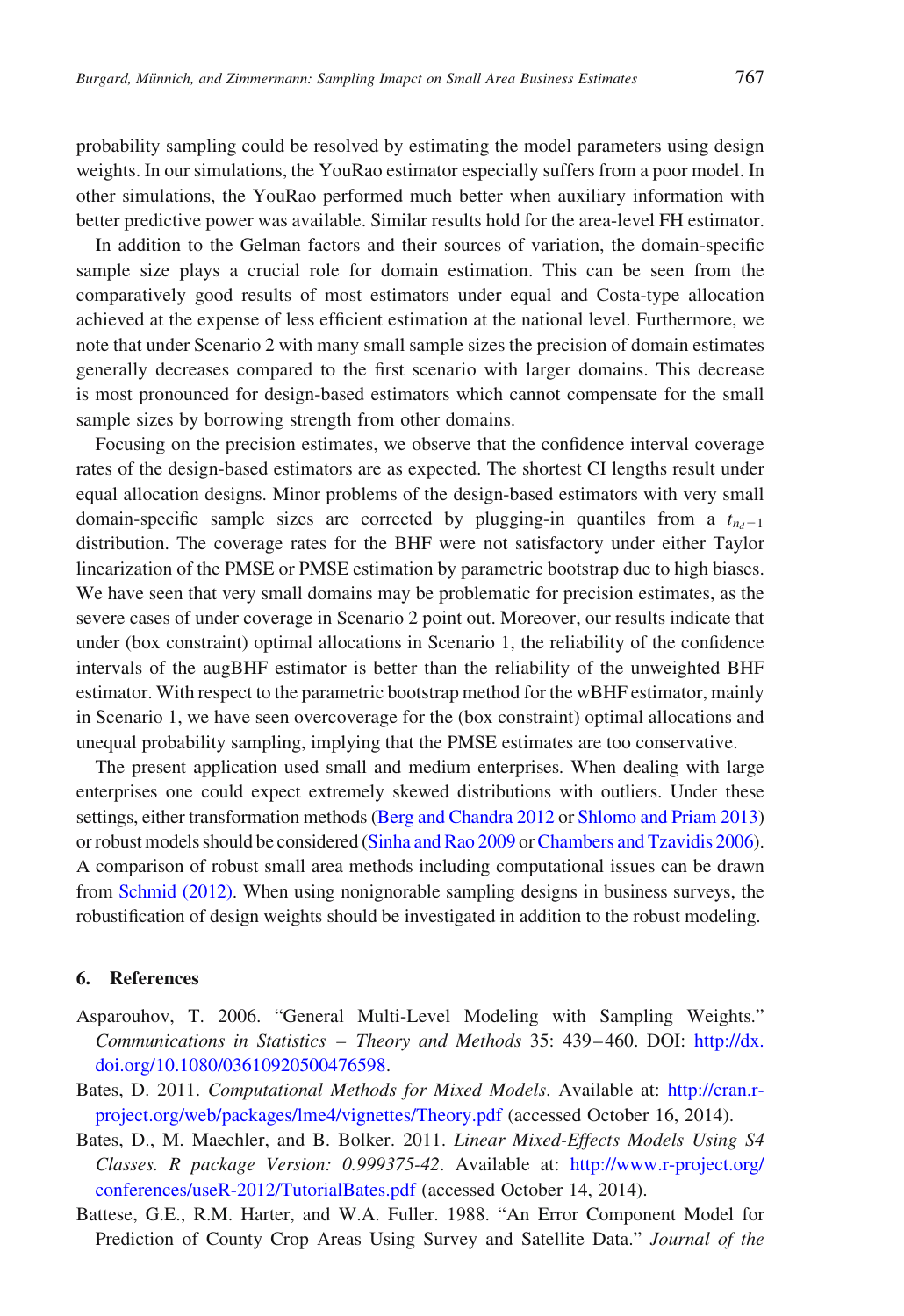probability sampling could be resolved by estimating the model parameters using design weights. In our simulations, the YouRao estimator especially suffers from a poor model. In other simulations, the YouRao performed much better when auxiliary information with better predictive power was available. Similar results hold for the area-level FH estimator.

In addition to the Gelman factors and their sources of variation, the domain-specific sample size plays a crucial role for domain estimation. This can be seen from the comparatively good results of most estimators under equal and Costa-type allocation achieved at the expense of less efficient estimation at the national level. Furthermore, we note that under Scenario 2 with many small sample sizes the precision of domain estimates generally decreases compared to the first scenario with larger domains. This decrease is most pronounced for design-based estimators which cannot compensate for the small sample sizes by borrowing strength from other domains.

Focusing on the precision estimates, we observe that the confidence interval coverage rates of the design-based estimators are as expected. The shortest CI lengths result under equal allocation designs. Minor problems of the design-based estimators with very small domain-specific sample sizes are corrected by plugging-in quantiles from a $t_{n_d-1}$ distribution. The coverage rates for the BHF were not satisfactory under either Taylor linearization of the PMSE or PMSE estimation by parametric bootstrap due to high biases. We have seen that very small domains may be problematic for precision estimates, as the severe cases of under coverage in Scenario 2 point out. Moreover, our results indicate that under (box constraint) optimal allocations in Scenario 1, the reliability of the confidence intervals of the augBHF estimator is better than the reliability of the unweighted BHF estimator. With respect to the parametric bootstrap method for the wBHF estimator, mainly in Scenario 1, we have seen overcoverage for the (box constraint) optimal allocations and unequal probability sampling, implying that the PMSE estimates are too conservative.

The present application used small and medium enterprises. When dealing with large enterprises one could expect extremely skewed distributions with outliers. Under these settings, either transformation methods (Berg and Chandra 2012 or Shlomo and Priam 2013) or robust models should be considered (Sinha and Rao 2009 or Chambers and Tzavidis 2006). A comparison of robust small area methods including computational issues can be drawn from Schmid (2012). When using nonignorable sampling designs in business surveys, the robustification of design weights should be investigated in addition to the robust modeling.

## 6. References

Asparouhov, T. 2006. "General Multi-Level Modeling with Sampling Weights." *Communications in Statistics – Theory and Methods* 35: 439–460. DOI: http://dx.doi.org/10.1080/03610920500476598.

Bates, D. 2011. *Computational Methods for Mixed Models*. Available at: http://cran.r-project.org/web/packages/lme4/vignettes/Theory.pdf (accessed October 16, 2014).

Bates, D., M. Maechler, and B. Bolker. 2011. *Linear Mixed-Effects Models Using S4 Classes. R package Version: 0.999375-42*. Available at: http://www.r-project.org/conferences/useR-2012/TutorialBates.pdf (accessed October 14, 2014).

Battese, G.E., R.M. Harter, and W.A. Fuller. 1988. "An Error Component Model for Prediction of County Crop Areas Using Survey and Satellite Data." *Journal of the*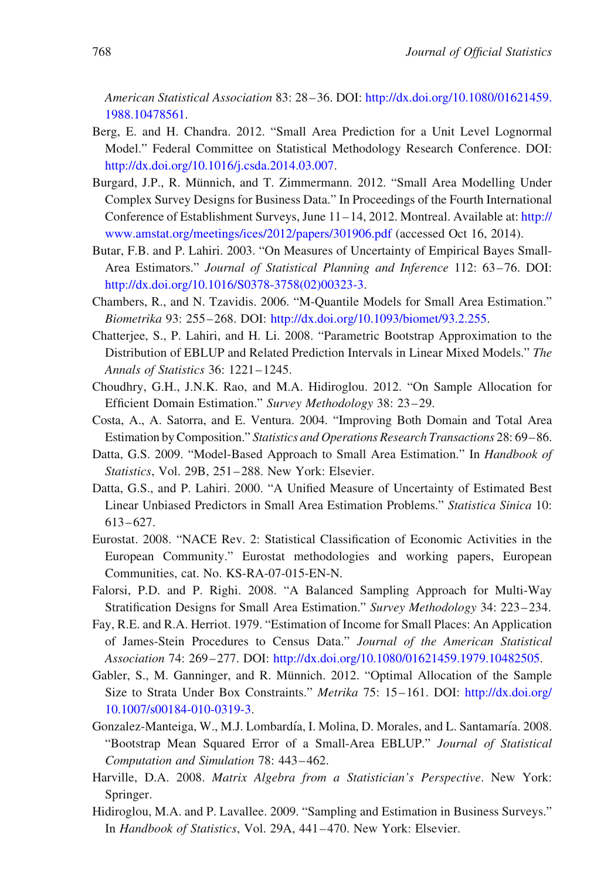American Statistical Association 83: 28–36. DOI: http://dx.doi.org/10.1080/01621459.1988.10478561.

Berg, E. and H. Chandra. 2012. "Small Area Prediction for a Unit Level Lognormal Model." Federal Committee on Statistical Methodology Research Conference. DOI: http://dx.doi.org/10.1016/j.csda.2014.03.007.

Burgard, J.P., R. Münnich, and T. Zimmermann. 2012. "Small Area Modelling Under Complex Survey Designs for Business Data." In Proceedings of the Fourth International Conference of Establishment Surveys, June 11–14, 2012. Montreal. Available at: http://www.amstat.org/meetings/ices/2012/papers/301906.pdf (accessed Oct 16, 2014).

Butar, F.B. and P. Lahiri. 2003. "On Measures of Uncertainty of Empirical Bayes Small-Area Estimators." *Journal of Statistical Planning and Inference* 112: 63–76. DOI: http://dx.doi.org/10.1016/S0378-3758(02)00323-3.

Chambers, R., and N. Tzavidis. 2006. "M-Quantile Models for Small Area Estimation." *Biometrika* 93: 255–268. DOI: http://dx.doi.org/10.1093/biomet/93.2.255.

Chatterjee, S., P. Lahiri, and H. Li. 2008. "Parametric Bootstrap Approximation to the Distribution of EBLUP and Related Prediction Intervals in Linear Mixed Models." *The Annals of Statistics* 36: 1221–1245.

Choudhry, G.H., J.N.K. Rao, and M.A. Hidiroglou. 2012. "On Sample Allocation for Efficient Domain Estimation." *Survey Methodology* 38: 23–29.

Costa, A., A. Satorra, and E. Ventura. 2004. "Improving Both Domain and Total Area Estimation by Composition." *Statistics and Operations Research Transactions* 28: 69–86.

Datta, G.S. 2009. "Model-Based Approach to Small Area Estimation." In *Handbook of Statistics*, Vol. 29B, 251–288. New York: Elsevier.

Datta, G.S., and P. Lahiri. 2000. "A Unified Measure of Uncertainty of Estimated Best Linear Unbiased Predictors in Small Area Estimation Problems." *Statistica Sinica* 10: 613–627.

Eurostat. 2008. "NACE Rev. 2: Statistical Classification of Economic Activities in the European Community." Eurostat methodologies and working papers, European Communities, cat. No. KS-RA-07-015-EN-N.

Falorsi, P.D. and P. Righi. 2008. "A Balanced Sampling Approach for Multi-Way Stratification Designs for Small Area Estimation." *Survey Methodology* 34: 223–234.

Fay, R.E. and R.A. Herriot. 1979. "Estimation of Income for Small Places: An Application of James-Stein Procedures to Census Data." *Journal of the American Statistical Association* 74: 269–277. DOI: http://dx.doi.org/10.1080/01621459.1979.10482505.

Gabler, S., M. Ganninger, and R. Münnich. 2012. "Optimal Allocation of the Sample Size to Strata Under Box Constraints." *Metrika* 75: 15–161. DOI: http://dx.doi.org/10.1007/s00184-010-0319-3.

Gonzalez-Manteiga, W., M.J. Lombardía, I. Molina, D. Morales, and L. Santamaría. 2008. "Bootstrap Mean Squared Error of a Small-Area EBLUP." *Journal of Statistical Computation and Simulation* 78: 443–462.

Harville, D.A. 2008. *Matrix Algebra from a Statistician's Perspective*. New York: Springer.

Hidiroglou, M.A. and P. Lavallee. 2009. "Sampling and Estimation in Business Surveys." In *Handbook of Statistics*, Vol. 29A, 441–470. New York: Elsevier.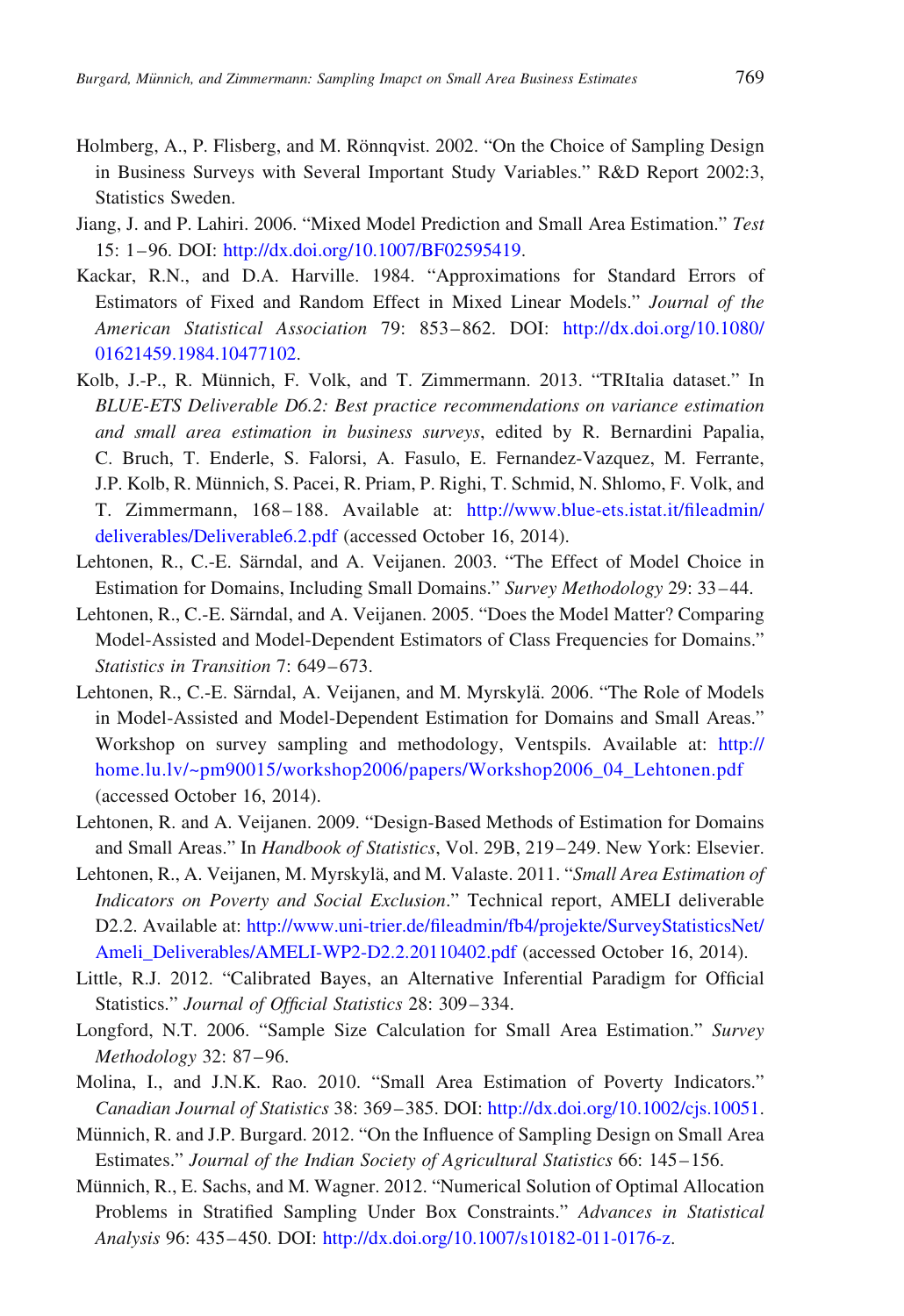Holmberg, A., P. Flisberg, and M. Rönnqvist. 2002. "On the Choice of Sampling Design in Business Surveys with Several Important Study Variables." R&D Report 2002:3, Statistics Sweden.

Jiang, J. and P. Lahiri. 2006. "Mixed Model Prediction and Small Area Estimation." *Test* 15: 1–96. DOI: http://dx.doi.org/10.1007/BF02595419.

Kackar, R.N., and D.A. Harville. 1984. "Approximations for Standard Errors of Estimators of Fixed and Random Effect in Mixed Linear Models." *Journal of the American Statistical Association* 79: 853–862. DOI: http://dx.doi.org/10.1080/01621459.1984.10477102.

Kolb, J.-P., R. Münnich, F. Volk, and T. Zimmermann. 2013. "TRItalia dataset." In *BLUE-ETS Deliverable D6.2: Best practice recommendations on variance estimation and small area estimation in business surveys*, edited by R. Bernardini Papalia, C. Bruch, T. Enderle, S. Falorsi, A. Fasulo, E. Fernandez-Vazquez, M. Ferrante, J.P. Kolb, R. Münnich, S. Pacei, R. Priam, P. Righi, T. Schmid, N. Shlomo, F. Volk, and T. Zimmermann, 168–188. Available at: http://www.blue-ets.istat.it/fileadmin/deliverables/Deliverable6.2.pdf (accessed October 16, 2014).

Lehtonen, R., C.-E. Särndal, and A. Veijanen. 2003. "The Effect of Model Choice in Estimation for Domains, Including Small Domains." *Survey Methodology* 29: 33–44.

Lehtonen, R., C.-E. Särndal, and A. Veijanen. 2005. "Does the Model Matter? Comparing Model-Assisted and Model-Dependent Estimators of Class Frequencies for Domains." *Statistics in Transition* 7: 649–673.

Lehtonen, R., C.-E. Särndal, A. Veijanen, and M. Myrskylä. 2006. "The Role of Models in Model-Assisted and Model-Dependent Estimation for Domains and Small Areas." Workshop on survey sampling and methodology, Ventspils. Available at: http://home.lu.lv/~pm90015/workshop2006/papers/Workshop2006_04_Lehtonen.pdf (accessed October 16, 2014).

Lehtonen, R. and A. Veijanen. 2009. "Design-Based Methods of Estimation for Domains and Small Areas." In *Handbook of Statistics*, Vol. 29B, 219–249. New York: Elsevier.

Lehtonen, R., A. Veijanen, M. Myrskylä, and M. Valaste. 2011. "*Small Area Estimation of Indicators on Poverty and Social Exclusion*." Technical report, AMELI deliverable D2.2. Available at: http://www.uni-trier.de/fileadmin/fb4/projekte/SurveyStatisticsNet/Ameli_Deliverables/AMELI-WP2-D2.2.20110402.pdf (accessed October 16, 2014).

Little, R.J. 2012. "Calibrated Bayes, an Alternative Inferential Paradigm for Official Statistics." *Journal of Official Statistics* 28: 309–334.

Longford, N.T. 2006. "Sample Size Calculation for Small Area Estimation." *Survey Methodology* 32: 87–96.

Molina, I., and J.N.K. Rao. 2010. "Small Area Estimation of Poverty Indicators." *Canadian Journal of Statistics* 38: 369–385. DOI: http://dx.doi.org/10.1002/cjs.10051.

Münnich, R. and J.P. Burgard. 2012. "On the Influence of Sampling Design on Small Area Estimates." *Journal of the Indian Society of Agricultural Statistics* 66: 145–156.

Münnich, R., E. Sachs, and M. Wagner. 2012. "Numerical Solution of Optimal Allocation Problems in Stratified Sampling Under Box Constraints." *Advances in Statistical Analysis* 96: 435–450. DOI: http://dx.doi.org/10.1007/s10182-011-0176-z.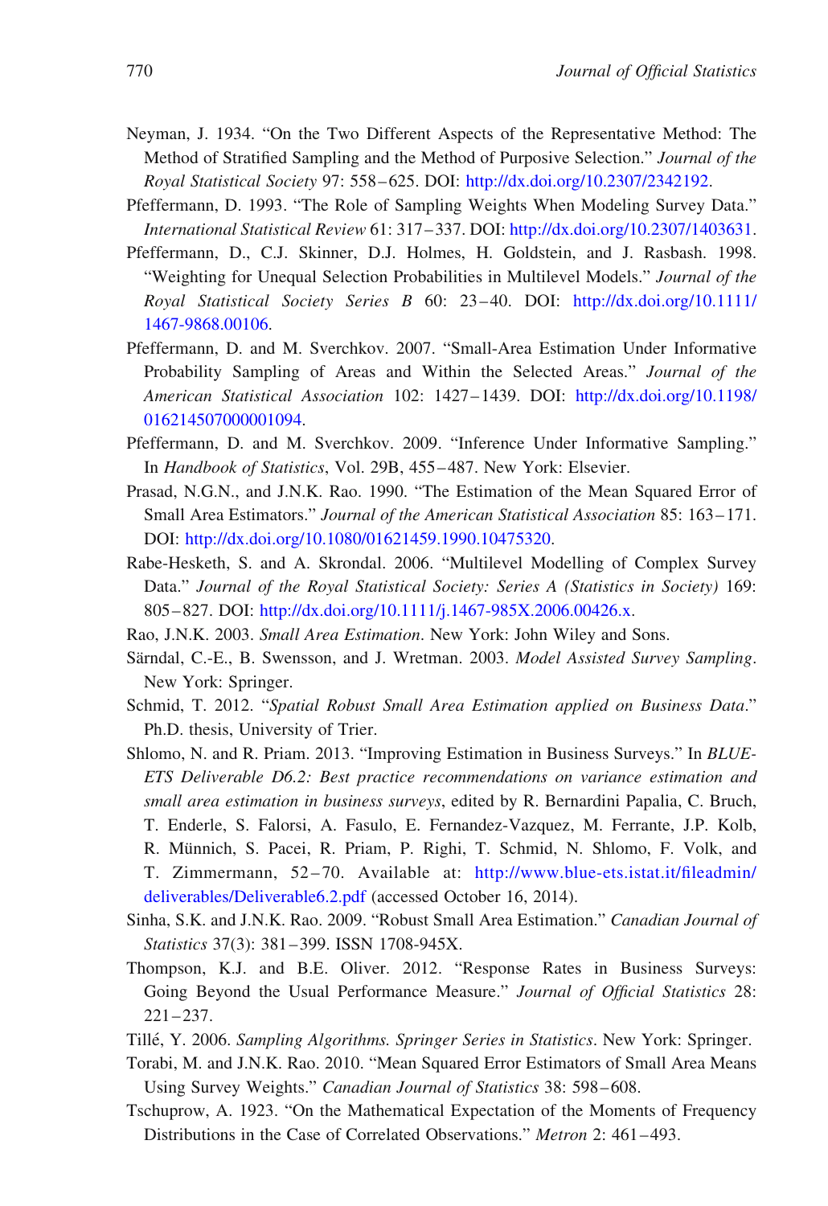Neyman, J. 1934. "On the Two Different Aspects of the Representative Method: The Method of Stratified Sampling and the Method of Purposive Selection." *Journal of the Royal Statistical Society* 97: 558–625. DOI: http://dx.doi.org/10.2307/2342192.

Pfeffermann, D. 1993. "The Role of Sampling Weights When Modeling Survey Data." *International Statistical Review* 61: 317–337. DOI: http://dx.doi.org/10.2307/1403631.

Pfeffermann, D., C.J. Skinner, D.J. Holmes, H. Goldstein, and J. Rasbash. 1998. "Weighting for Unequal Selection Probabilities in Multilevel Models." *Journal of the Royal Statistical Society Series B* 60: 23–40. DOI: http://dx.doi.org/10.1111/1467-9868.00106.

Pfeffermann, D. and M. Sverchkov. 2007. "Small-Area Estimation Under Informative Probability Sampling of Areas and Within the Selected Areas." *Journal of the American Statistical Association* 102: 1427–1439. DOI: http://dx.doi.org/10.1198/016214507000001094.

Pfeffermann, D. and M. Sverchkov. 2009. "Inference Under Informative Sampling." In *Handbook of Statistics*, Vol. 29B, 455–487. New York: Elsevier.

Prasad, N.G.N., and J.N.K. Rao. 1990. "The Estimation of the Mean Squared Error of Small Area Estimators." *Journal of the American Statistical Association* 85: 163–171. DOI: http://dx.doi.org/10.1080/01621459.1990.10475320.

Rabe-Hesketh, S. and A. Skrondal. 2006. "Multilevel Modelling of Complex Survey Data." *Journal of the Royal Statistical Society: Series A (Statistics in Society)* 169: 805–827. DOI: http://dx.doi.org/10.1111/j.1467-985X.2006.00426.x.

Rao, J.N.K. 2003. *Small Area Estimation*. New York: John Wiley and Sons.

Särndal, C.-E., B. Swensson, and J. Wretman. 2003. *Model Assisted Survey Sampling*. New York: Springer.

Schmid, T. 2012. "*Spatial Robust Small Area Estimation applied on Business Data*." Ph.D. thesis, University of Trier.

Shlomo, N. and R. Priam. 2013. "Improving Estimation in Business Surveys." In *BLUE-ETS Deliverable D6.2: Best practice recommendations on variance estimation and small area estimation in business surveys*, edited by R. Bernardini Papalia, C. Bruch, T. Enderle, S. Falorsi, A. Fasulo, E. Fernandez-Vazquez, M. Ferrante, J.P. Kolb, R. Münnich, S. Pacei, R. Priam, P. Righi, T. Schmid, N. Shlomo, F. Volk, and T. Zimmermann, 52–70. Available at: http://www.blue-ets.istat.it/fileadmin/deliverables/Deliverable6.2.pdf (accessed October 16, 2014).

Sinha, S.K. and J.N.K. Rao. 2009. "Robust Small Area Estimation." *Canadian Journal of Statistics* 37(3): 381–399. ISSN 1708-945X.

Thompson, K.J. and B.E. Oliver. 2012. "Response Rates in Business Surveys: Going Beyond the Usual Performance Measure." *Journal of Official Statistics* 28: 221–237.

Tillé, Y. 2006. *Sampling Algorithms. Springer Series in Statistics*. New York: Springer.

Torabi, M. and J.N.K. Rao. 2010. "Mean Squared Error Estimators of Small Area Means Using Survey Weights." *Canadian Journal of Statistics* 38: 598–608.

Tschuprow, A. 1923. "On the Mathematical Expectation of the Moments of Frequency Distributions in the Case of Correlated Observations." *Metron* 2: 461–493.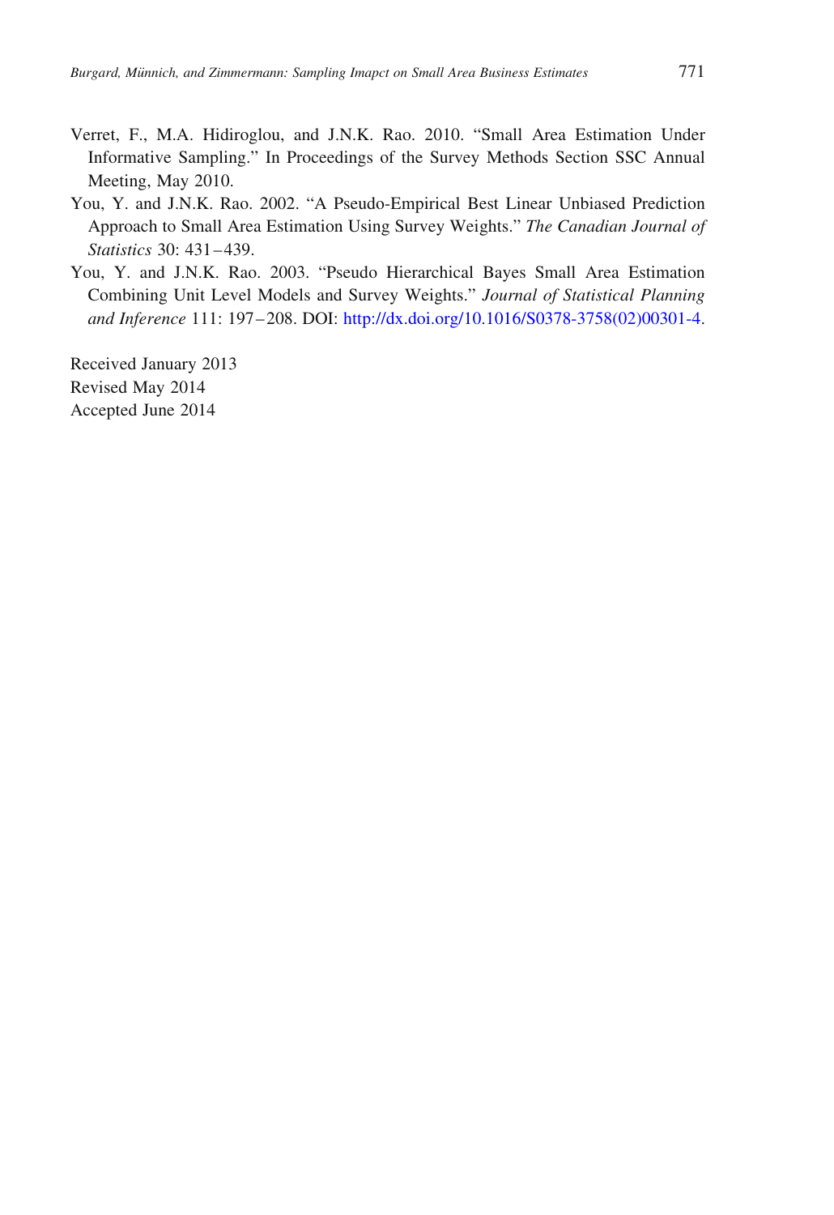Verret, F., M.A. Hidiroglou, and J.N.K. Rao. 2010. “Small Area Estimation Under Informative Sampling.” In Proceedings of the Survey Methods Section SSC Annual Meeting, May 2010.

You, Y. and J.N.K. Rao. 2002. “A Pseudo-Empirical Best Linear Unbiased Prediction Approach to Small Area Estimation Using Survey Weights.” *The Canadian Journal of Statistics* 30: 431–439.

You, Y. and J.N.K. Rao. 2003. “Pseudo Hierarchical Bayes Small Area Estimation Combining Unit Level Models and Survey Weights.” *Journal of Statistical Planning and Inference* 111: 197–208. DOI: http://dx.doi.org/10.1016/S0378-3758(02)00301-4.

Received January 2013
Revised May 2014
Accepted June 2014